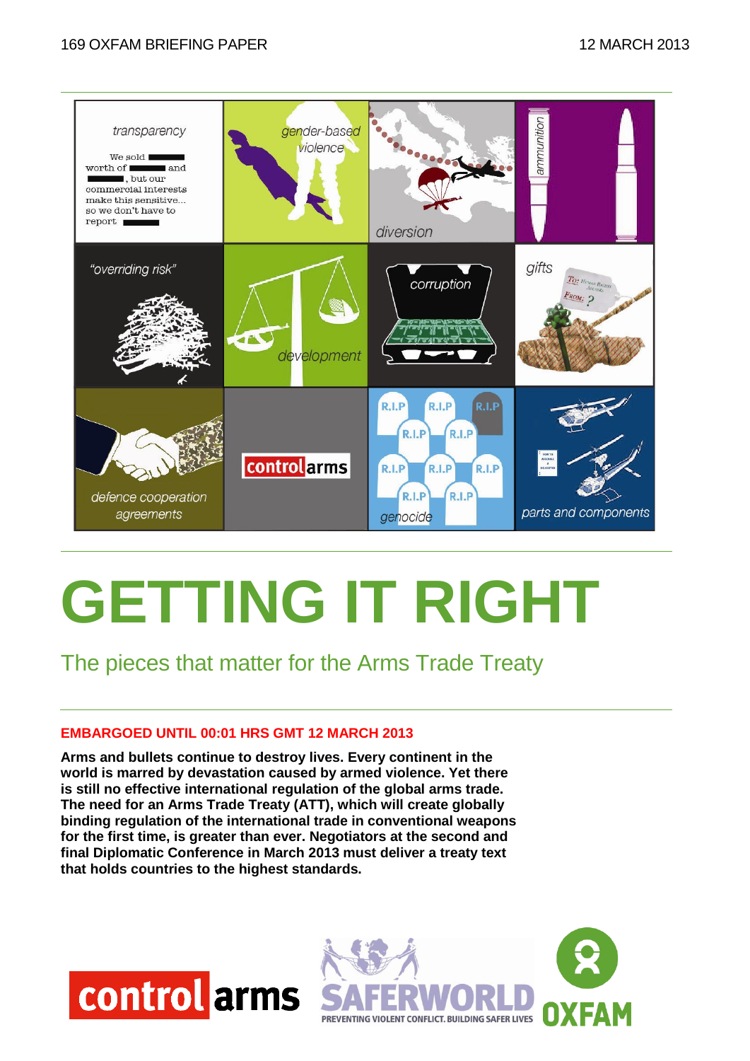169 OXFAM BRIEFING PAPER 12 MARCH 2013

# GETTING IT RIGHT

## The pieces that matter for the Arms Trade Treaty

**EMBARGOED UNTIL 00:01 HRS GMT 12 MARCH 2013**

**Arms and bullets continue to destroy lives. Every continent in the world is marred by devastation caused by armed violence. Yet there is still no effective international regulation of the global arms trade. The need for an Arms Trade Treaty (ATT), which will create globally binding regulation of the international trade in conventional weapons for the first time, is greater than ever. Negotiators at the second and final Diplomatic Conference in March 2013 must deliver a treaty text that holds countries to the highest standards.**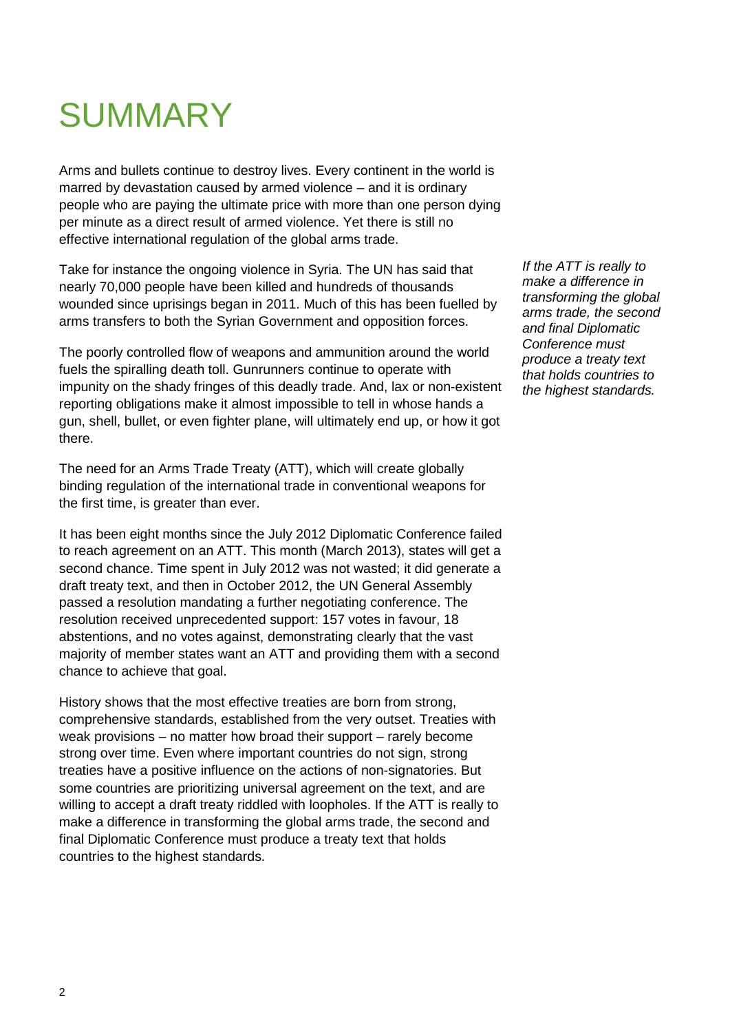# SUMMARY

Arms and bullets continue to destroy lives. Every continent in the world is marred by devastation caused by armed violence – and it is ordinary people who are paying the ultimate price with more than one person dying per minute as a direct result of armed violence. Yet there is still no effective international regulation of the global arms trade.

Take for instance the ongoing violence in Syria. The UN has said that nearly 70,000 people have been killed and hundreds of thousands wounded since uprisings began in 2011. Much of this has been fuelled by arms transfers to both the Syrian Government and opposition forces.

*If the ATT is really to make a difference in transforming the global arms trade, the second and final Diplomatic Conference must produce a treaty text that holds countries to the highest standards.*

The poorly controlled flow of weapons and ammunition around the world fuels the spiralling death toll. Gunrunners continue to operate with impunity on the shady fringes of this deadly trade. And, lax or non-existent reporting obligations make it almost impossible to tell in whose hands a gun, shell, bullet, or even fighter plane, will ultimately end up, or how it got there.

The need for an Arms Trade Treaty (ATT), which will create globally binding regulation of the international trade in conventional weapons for the first time, is greater than ever.

It has been eight months since the July 2012 Diplomatic Conference failed to reach agreement on an ATT. This month (March 2013), states will get a second chance. Time spent in July 2012 was not wasted; it did generate a draft treaty text, and then in October 2012, the UN General Assembly passed a resolution mandating a further negotiating conference. The resolution received unprecedented support: 157 votes in favour, 18 abstentions, and no votes against, demonstrating clearly that the vast majority of member states want an ATT and providing them with a second chance to achieve that goal.

History shows that the most effective treaties are born from strong, comprehensive standards, established from the very outset. Treaties with weak provisions – no matter how broad their support – rarely become strong over time. Even where important countries do not sign, strong treaties have a positive influence on the actions of non-signatories. But some countries are prioritizing universal agreement on the text, and are willing to accept a draft treaty riddled with loopholes. If the ATT is really to make a difference in transforming the global arms trade, the second and final Diplomatic Conference must produce a treaty text that holds countries to the highest standards.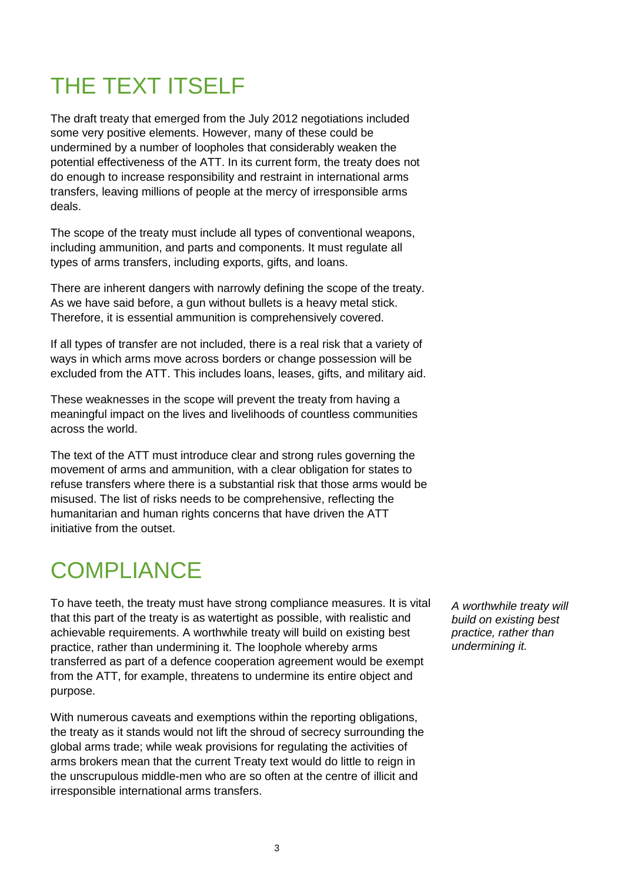# THE TEXT ITSELF

The draft treaty that emerged from the July 2012 negotiations included some very positive elements. However, many of these could be undermined by a number of loopholes that considerably weaken the potential effectiveness of the ATT. In its current form, the treaty does not do enough to increase responsibility and restraint in international arms transfers, leaving millions of people at the mercy of irresponsible arms deals.

The scope of the treaty must include all types of conventional weapons, including ammunition, and parts and components. It must regulate all types of arms transfers, including exports, gifts, and loans.

There are inherent dangers with narrowly defining the scope of the treaty. As we have said before, a gun without bullets is a heavy metal stick. Therefore, it is essential ammunition is comprehensively covered.

If all types of transfer are not included, there is a real risk that a variety of ways in which arms move across borders or change possession will be excluded from the ATT. This includes loans, leases, gifts, and military aid.

These weaknesses in the scope will prevent the treaty from having a meaningful impact on the lives and livelihoods of countless communities across the world.

The text of the ATT must introduce clear and strong rules governing the movement of arms and ammunition, with a clear obligation for states to refuse transfers where there is a substantial risk that those arms would be misused. The list of risks needs to be comprehensive, reflecting the humanitarian and human rights concerns that have driven the ATT initiative from the outset.

# COMPLIANCE

To have teeth, the treaty must have strong compliance measures. It is vital that this part of the treaty is as watertight as possible, with realistic and achievable requirements. A worthwhile treaty will build on existing best practice, rather than undermining it. The loophole whereby arms transferred as part of a defence cooperation agreement would be exempt from the ATT, for example, threatens to undermine its entire object and purpose.

*A worthwhile treaty will build on existing best practice, rather than undermining it.*

With numerous caveats and exemptions within the reporting obligations, the treaty as it stands would not lift the shroud of secrecy surrounding the global arms trade; while weak provisions for regulating the activities of arms brokers mean that the current Treaty text would do little to reign in the unscrupulous middle-men who are so often at the centre of illicit and irresponsible international arms transfers.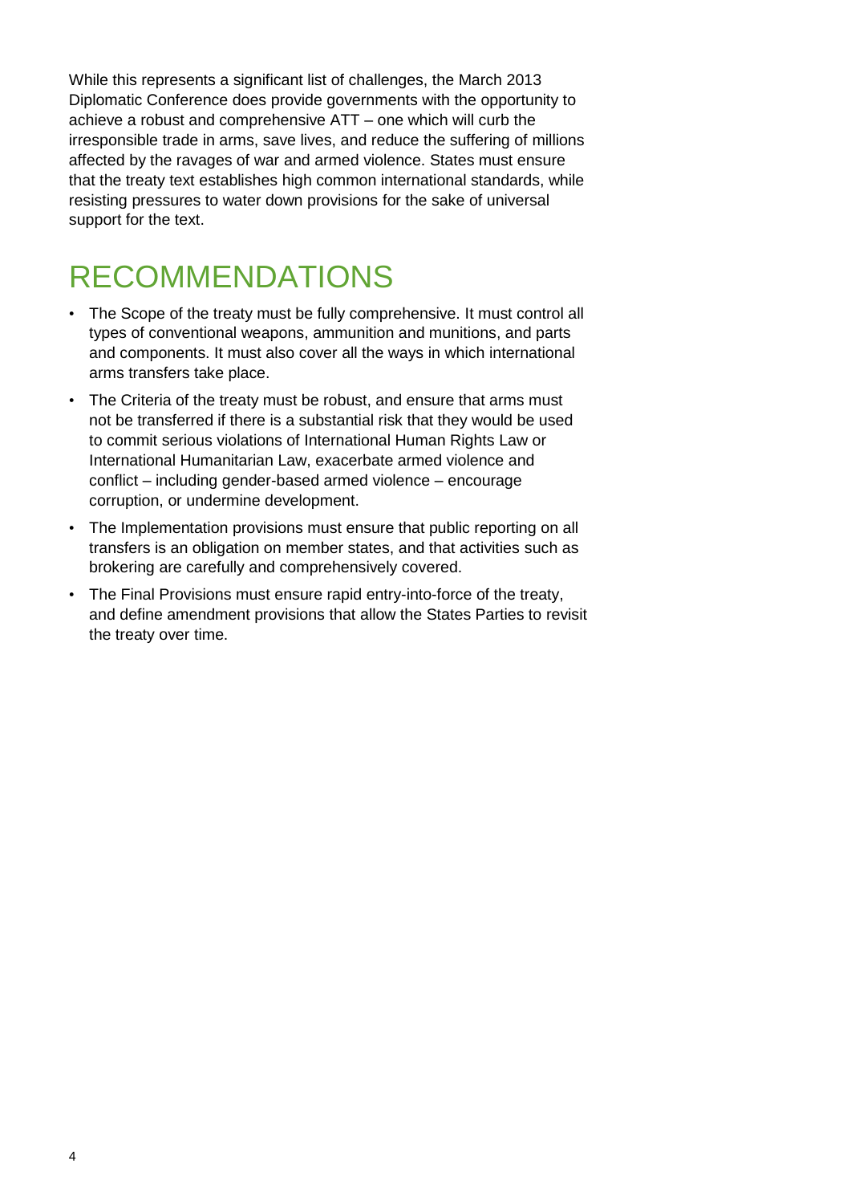While this represents a significant list of challenges, the March 2013 Diplomatic Conference does provide governments with the opportunity to achieve a robust and comprehensive ATT – one which will curb the irresponsible trade in arms, save lives, and reduce the suffering of millions affected by the ravages of war and armed violence. States must ensure that the treaty text establishes high common international standards, while resisting pressures to water down provisions for the sake of universal support for the text.

# RECOMMENDATIONS

- The Scope of the treaty must be fully comprehensive. It must control all types of conventional weapons, ammunition and munitions, and parts and components. It must also cover all the ways in which international arms transfers take place.
- The Criteria of the treaty must be robust, and ensure that arms must not be transferred if there is a substantial risk that they would be used to commit serious violations of International Human Rights Law or International Humanitarian Law, exacerbate armed violence and conflict – including gender-based armed violence – encourage corruption, or undermine development.
- The Implementation provisions must ensure that public reporting on all transfers is an obligation on member states, and that activities such as brokering are carefully and comprehensively covered.
- The Final Provisions must ensure rapid entry-into-force of the treaty, and define amendment provisions that allow the States Parties to revisit the treaty over time.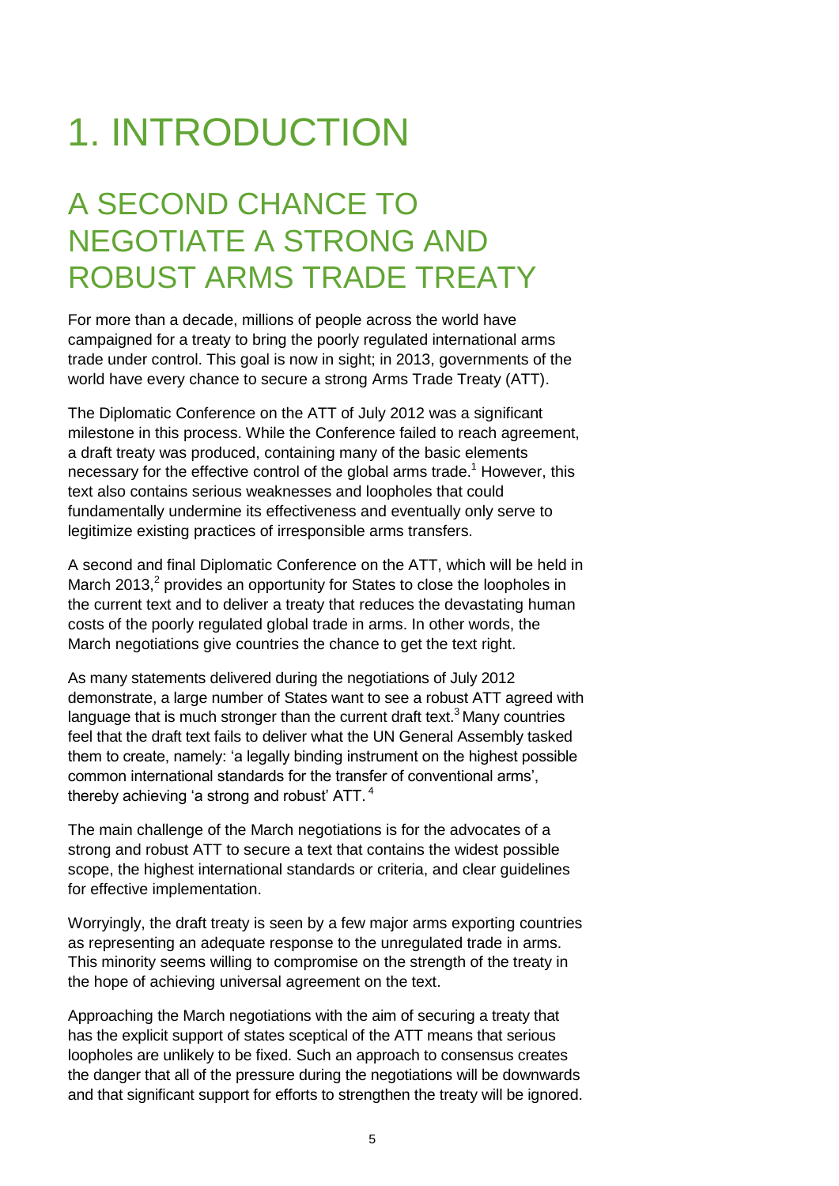# 1. INTRODUCTION

## A SECOND CHANCE TO NEGOTIATE A STRONG AND ROBUST ARMS TRADE TREATY

For more than a decade, millions of people across the world have campaigned for a treaty to bring the poorly regulated international arms trade under control. This goal is now in sight; in 2013, governments of the world have every chance to secure a strong Arms Trade Treaty (ATT).

The Diplomatic Conference on the ATT of July 2012 was a significant milestone in this process. While the Conference failed to reach agreement, a draft treaty was produced, containing many of the basic elements necessary for the effective control of the global arms trade.[1] However, this text also contains serious weaknesses and loopholes that could fundamentally undermine its effectiveness and eventually only serve to legitimize existing practices of irresponsible arms transfers.

A second and final Diplomatic Conference on the ATT, which will be held in March 2013,[2] provides an opportunity for States to close the loopholes in the current text and to deliver a treaty that reduces the devastating human costs of the poorly regulated global trade in arms. In other words, the March negotiations give countries the chance to get the text right.

As many statements delivered during the negotiations of July 2012 demonstrate, a large number of States want to see a robust ATT agreed with language that is much stronger than the current draft text.[3] Many countries feel that the draft text fails to deliver what the UN General Assembly tasked them to create, namely: 'a legally binding instrument on the highest possible common international standards for the transfer of conventional arms', thereby achieving 'a strong and robust' ATT.[4]

The main challenge of the March negotiations is for the advocates of a strong and robust ATT to secure a text that contains the widest possible scope, the highest international standards or criteria, and clear guidelines for effective implementation.

Worryingly, the draft treaty is seen by a few major arms exporting countries as representing an adequate response to the unregulated trade in arms. This minority seems willing to compromise on the strength of the treaty in the hope of achieving universal agreement on the text.

Approaching the March negotiations with the aim of securing a treaty that has the explicit support of states sceptical of the ATT means that serious loopholes are unlikely to be fixed. Such an approach to consensus creates the danger that all of the pressure during the negotiations will be downwards and that significant support for efforts to strengthen the treaty will be ignored.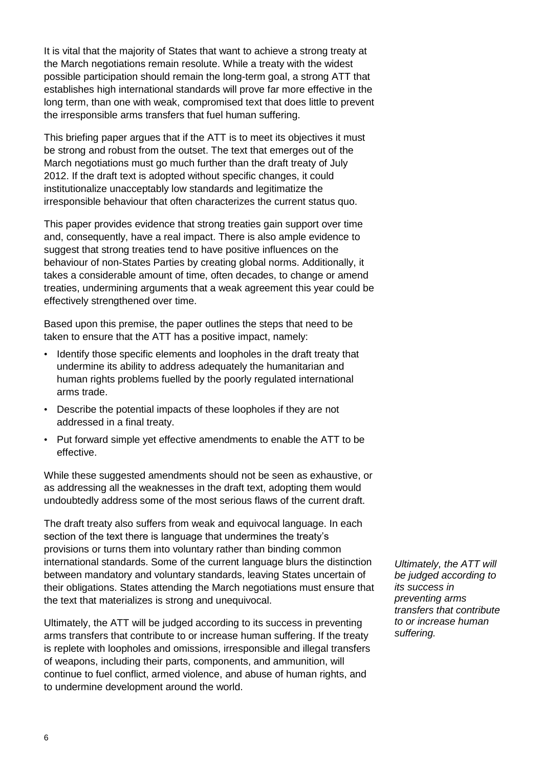It is vital that the majority of States that want to achieve a strong treaty at the March negotiations remain resolute. While a treaty with the widest possible participation should remain the long-term goal, a strong ATT that establishes high international standards will prove far more effective in the long term, than one with weak, compromised text that does little to prevent the irresponsible arms transfers that fuel human suffering.

This briefing paper argues that if the ATT is to meet its objectives it must be strong and robust from the outset. The text that emerges out of the March negotiations must go much further than the draft treaty of July 2012. If the draft text is adopted without specific changes, it could institutionalize unacceptably low standards and legitimatize the irresponsible behaviour that often characterizes the current status quo.

This paper provides evidence that strong treaties gain support over time and, consequently, have a real impact. There is also ample evidence to suggest that strong treaties tend to have positive influences on the behaviour of non-States Parties by creating global norms. Additionally, it takes a considerable amount of time, often decades, to change or amend treaties, undermining arguments that a weak agreement this year could be effectively strengthened over time.

Based upon this premise, the paper outlines the steps that need to be taken to ensure that the ATT has a positive impact, namely:

- Identify those specific elements and loopholes in the draft treaty that undermine its ability to address adequately the humanitarian and human rights problems fuelled by the poorly regulated international arms trade.
- Describe the potential impacts of these loopholes if they are not addressed in a final treaty.
- Put forward simple yet effective amendments to enable the ATT to be effective.

While these suggested amendments should not be seen as exhaustive, or as addressing all the weaknesses in the draft text, adopting them would undoubtedly address some of the most serious flaws of the current draft.

The draft treaty also suffers from weak and equivocal language. In each section of the text there is language that undermines the treaty's provisions or turns them into voluntary rather than binding common international standards. Some of the current language blurs the distinction between mandatory and voluntary standards, leaving States uncertain of their obligations. States attending the March negotiations must ensure that the text that materializes is strong and unequivocal.

*Ultimately, the ATT will be judged according to its success in preventing arms transfers that contribute to or increase human suffering.*

Ultimately, the ATT will be judged according to its success in preventing arms transfers that contribute to or increase human suffering. If the treaty is replete with loopholes and omissions, irresponsible and illegal transfers of weapons, including their parts, components, and ammunition, will continue to fuel conflict, armed violence, and abuse of human rights, and to undermine development around the world.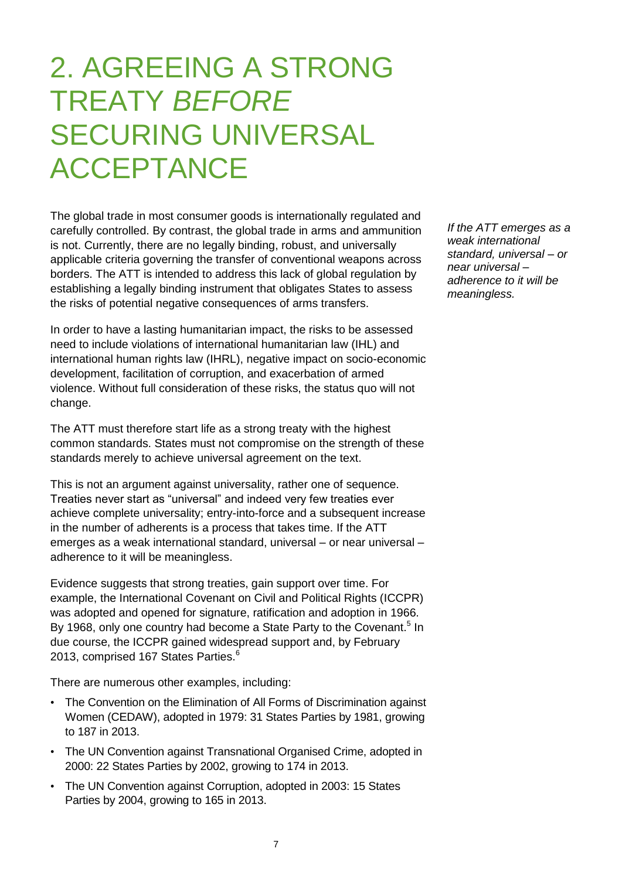# 2. AGREEING A STRONG TREATY *BEFORE* SECURING UNIVERSAL ACCEPTANCE

The global trade in most consumer goods is internationally regulated and carefully controlled. By contrast, the global trade in arms and ammunition is not. Currently, there are no legally binding, robust, and universally applicable criteria governing the transfer of conventional weapons across borders. The ATT is intended to address this lack of global regulation by establishing a legally binding instrument that obligates States to assess the risks of potential negative consequences of arms transfers.

*If the ATT emerges as a weak international standard, universal – or near universal – adherence to it will be meaningless.*

In order to have a lasting humanitarian impact, the risks to be assessed need to include violations of international humanitarian law (IHL) and international human rights law (IHRL), negative impact on socio-economic development, facilitation of corruption, and exacerbation of armed violence. Without full consideration of these risks, the status quo will not change.

The ATT must therefore start life as a strong treaty with the highest common standards. States must not compromise on the strength of these standards merely to achieve universal agreement on the text.

This is not an argument against universality, rather one of sequence. Treaties never start as "universal" and indeed very few treaties ever achieve complete universality; entry-into-force and a subsequent increase in the number of adherents is a process that takes time. If the ATT emerges as a weak international standard, universal – or near universal – adherence to it will be meaningless.

Evidence suggests that strong treaties, gain support over time. For example, the International Covenant on Civil and Political Rights (ICCPR) was adopted and opened for signature, ratification and adoption in 1966. By 1968, only one country had become a State Party to the Covenant.[5] In due course, the ICCPR gained widespread support and, by February 2013, comprised 167 States Parties.[6]

There are numerous other examples, including:

- The Convention on the Elimination of All Forms of Discrimination against Women (CEDAW), adopted in 1979: 31 States Parties by 1981, growing to 187 in 2013.
- The UN Convention against Transnational Organised Crime, adopted in 2000: 22 States Parties by 2002, growing to 174 in 2013.
- The UN Convention against Corruption, adopted in 2003: 15 States Parties by 2004, growing to 165 in 2013.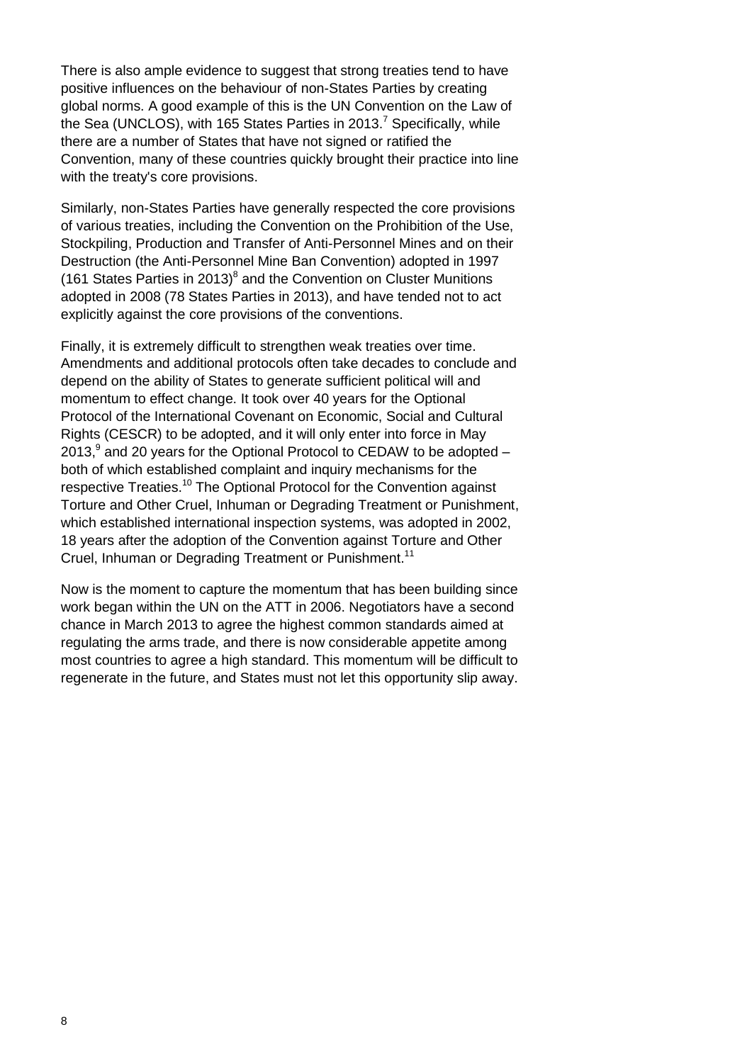There is also ample evidence to suggest that strong treaties tend to have positive influences on the behaviour of non-States Parties by creating global norms. A good example of this is the UN Convention on the Law of the Sea (UNCLOS), with 165 States Parties in 2013.[7] Specifically, while there are a number of States that have not signed or ratified the Convention, many of these countries quickly brought their practice into line with the treaty's core provisions.

Similarly, non-States Parties have generally respected the core provisions of various treaties, including the Convention on the Prohibition of the Use, Stockpiling, Production and Transfer of Anti-Personnel Mines and on their Destruction (the Anti-Personnel Mine Ban Convention) adopted in 1997 (161 States Parties in 2013)[8] and the Convention on Cluster Munitions adopted in 2008 (78 States Parties in 2013), and have tended not to act explicitly against the core provisions of the conventions.

Finally, it is extremely difficult to strengthen weak treaties over time. Amendments and additional protocols often take decades to conclude and depend on the ability of States to generate sufficient political will and momentum to effect change. It took over 40 years for the Optional Protocol of the International Covenant on Economic, Social and Cultural Rights (CESCR) to be adopted, and it will only enter into force in May 2013,[9] and 20 years for the Optional Protocol to CEDAW to be adopted – both of which established complaint and inquiry mechanisms for the respective Treaties.[10] The Optional Protocol for the Convention against Torture and Other Cruel, Inhuman or Degrading Treatment or Punishment, which established international inspection systems, was adopted in 2002, 18 years after the adoption of the Convention against Torture and Other Cruel, Inhuman or Degrading Treatment or Punishment.[11]

Now is the moment to capture the momentum that has been building since work began within the UN on the ATT in 2006. Negotiators have a second chance in March 2013 to agree the highest common standards aimed at regulating the arms trade, and there is now considerable appetite among most countries to agree a high standard. This momentum will be difficult to regenerate in the future, and States must not let this opportunity slip away.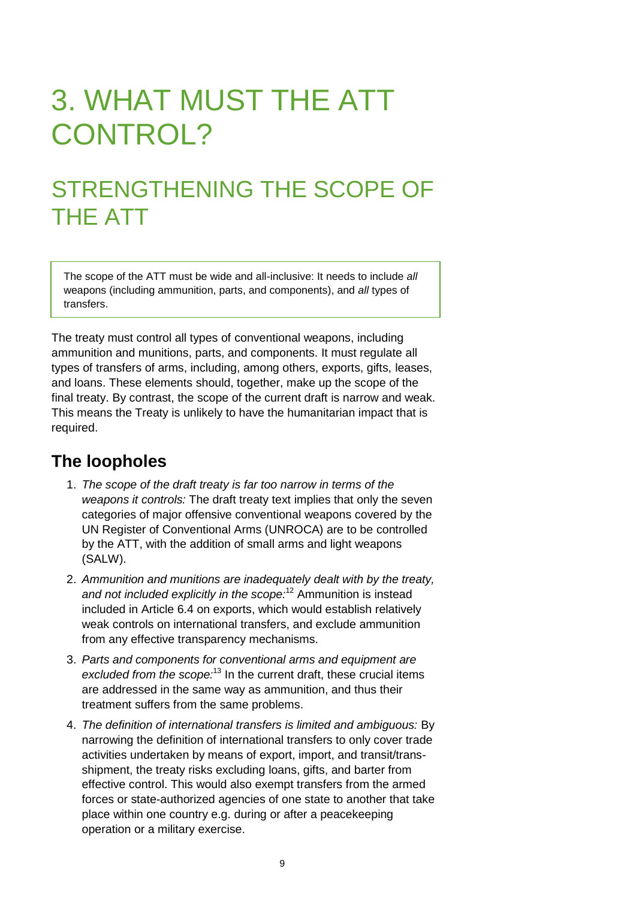# 3. WHAT MUST THE ATT CONTROL?

## STRENGTHENING THE SCOPE OF THE ATT

> The scope of the ATT must be wide and all-inclusive: It needs to include *all* weapons (including ammunition, parts, and components), and *all* types of transfers.

The treaty must control all types of conventional weapons, including ammunition and munitions, parts, and components. It must regulate all types of transfers of arms, including, among others, exports, gifts, leases, and loans. These elements should, together, make up the scope of the final treaty. By contrast, the scope of the current draft is narrow and weak. This means the Treaty is unlikely to have the humanitarian impact that is required.

### The loopholes

1. *The scope of the draft treaty is far too narrow in terms of the weapons it controls:* The draft treaty text implies that only the seven categories of major offensive conventional weapons covered by the UN Register of Conventional Arms (UNROCA) are to be controlled by the ATT, with the addition of small arms and light weapons (SALW).
2. *Ammunition and munitions are inadequately dealt with by the treaty, and not included explicitly in the scope:*[12] Ammunition is instead included in Article 6.4 on exports, which would establish relatively weak controls on international transfers, and exclude ammunition from any effective transparency mechanisms.
3. *Parts and components for conventional arms and equipment are excluded from the scope:*[13] In the current draft, these crucial items are addressed in the same way as ammunition, and thus their treatment suffers from the same problems.
4. *The definition of international transfers is limited and ambiguous:* By narrowing the definition of international transfers to only cover trade activities undertaken by means of export, import, and transit/trans-shipment, the treaty risks excluding loans, gifts, and barter from effective control. This would also exempt transfers from the armed forces or state-authorized agencies of one state to another that take place within one country e.g. during or after a peacekeeping operation or a military exercise.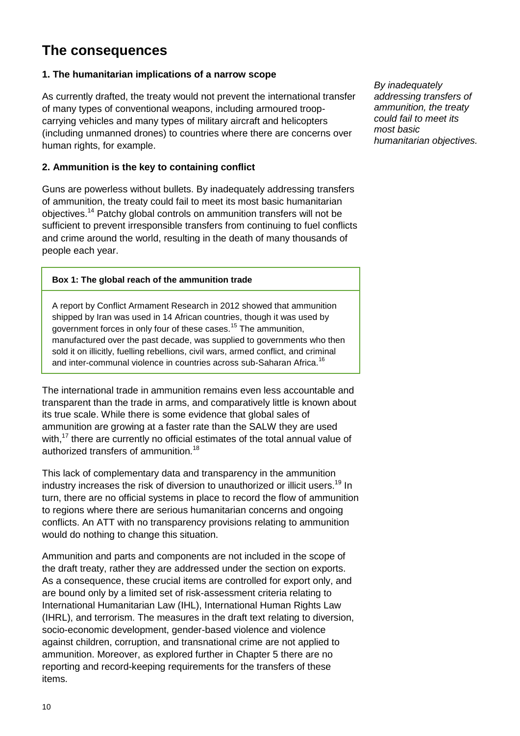## The consequences

### 1. The humanitarian implications of a narrow scope

As currently drafted, the treaty would not prevent the international transfer of many types of conventional weapons, including armoured troop-carrying vehicles and many types of military aircraft and helicopters (including unmanned drones) to countries where there are concerns over human rights, for example.

*By inadequately addressing transfers of ammunition, the treaty could fail to meet its most basic humanitarian objectives.*

### 2. Ammunition is the key to containing conflict

Guns are powerless without bullets. By inadequately addressing transfers of ammunition, the treaty could fail to meet its most basic humanitarian objectives.[14] Patchy global controls on ammunition transfers will not be sufficient to prevent irresponsible transfers from continuing to fuel conflicts and crime around the world, resulting in the death of many thousands of people each year.

**Box 1: The global reach of the ammunition trade**

A report by Conflict Armament Research in 2012 showed that ammunition shipped by Iran was used in 14 African countries, though it was used by government forces in only four of these cases.[15] The ammunition, manufactured over the past decade, was supplied to governments who then sold it on illicitly, fuelling rebellions, civil wars, armed conflict, and criminal and inter-communal violence in countries across sub-Saharan Africa.[16]

The international trade in ammunition remains even less accountable and transparent than the trade in arms, and comparatively little is known about its true scale. While there is some evidence that global sales of ammunition are growing at a faster rate than the SALW they are used with,[17] there are currently no official estimates of the total annual value of authorized transfers of ammunition.[18]

This lack of complementary data and transparency in the ammunition industry increases the risk of diversion to unauthorized or illicit users.[19] In turn, there are no official systems in place to record the flow of ammunition to regions where there are serious humanitarian concerns and ongoing conflicts. An ATT with no transparency provisions relating to ammunition would do nothing to change this situation.

Ammunition and parts and components are not included in the scope of the draft treaty, rather they are addressed under the section on exports. As a consequence, these crucial items are controlled for export only, and are bound only by a limited set of risk-assessment criteria relating to International Humanitarian Law (IHL), International Human Rights Law (IHRL), and terrorism. The measures in the draft text relating to diversion, socio-economic development, gender-based violence and violence against children, corruption, and transnational crime are not applied to ammunition. Moreover, as explored further in Chapter 5 there are no reporting and record-keeping requirements for the transfers of these items.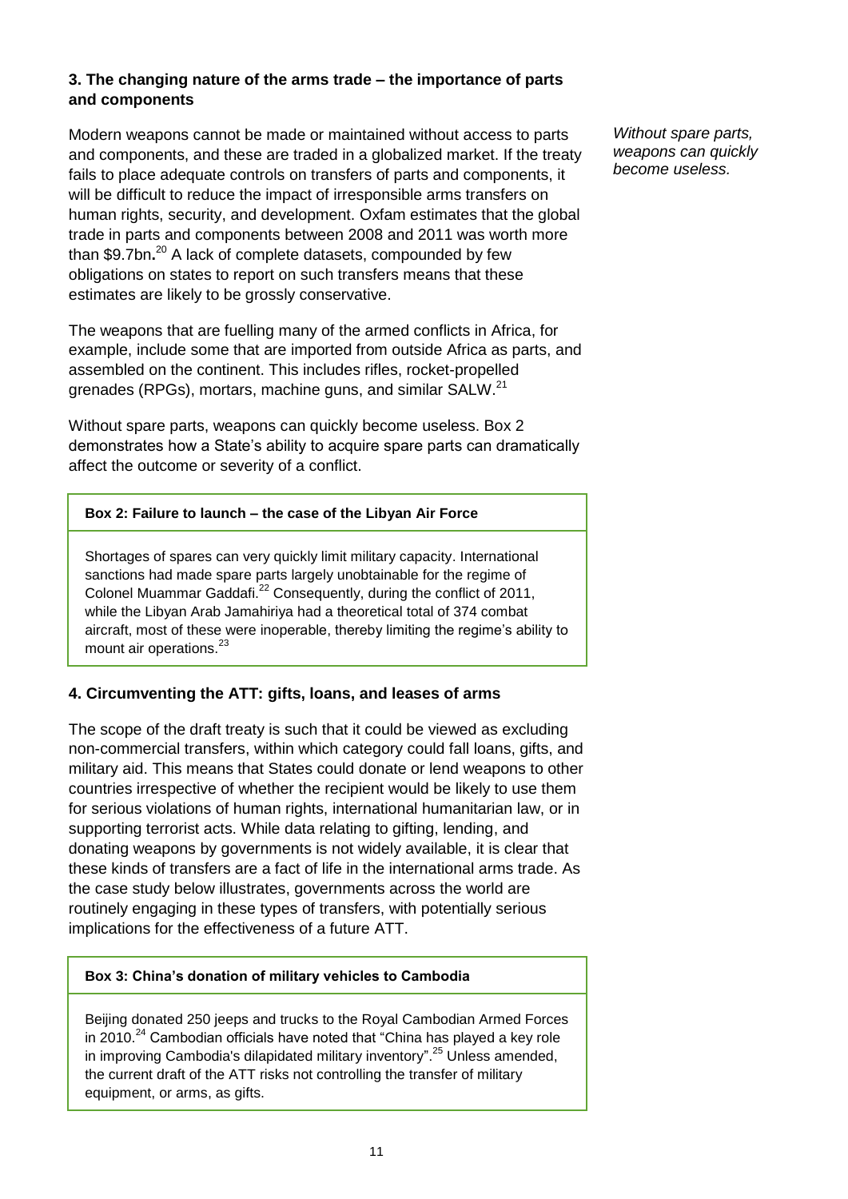### 3. The changing nature of the arms trade – the importance of parts and components

Modern weapons cannot be made or maintained without access to parts and components, and these are traded in a globalized market. If the treaty fails to place adequate controls on transfers of parts and components, it will be difficult to reduce the impact of irresponsible arms transfers on human rights, security, and development. Oxfam estimates that the global trade in parts and components between 2008 and 2011 was worth more than $9.7bn**.**[20] A lack of complete datasets, compounded by few obligations on states to report on such transfers means that these estimates are likely to be grossly conservative.

*Without spare parts, weapons can quickly become useless.*

The weapons that are fuelling many of the armed conflicts in Africa, for example, include some that are imported from outside Africa as parts, and assembled on the continent. This includes rifles, rocket-propelled grenades (RPGs), mortars, machine guns, and similar SALW.[21]

Without spare parts, weapons can quickly become useless. Box 2 demonstrates how a State's ability to acquire spare parts can dramatically affect the outcome or severity of a conflict.

**Box 2: Failure to launch – the case of the Libyan Air Force**

Shortages of spares can very quickly limit military capacity. International sanctions had made spare parts largely unobtainable for the regime of Colonel Muammar Gaddafi.[22] Consequently, during the conflict of 2011, while the Libyan Arab Jamahiriya had a theoretical total of 374 combat aircraft, most of these were inoperable, thereby limiting the regime's ability to mount air operations.[23]

### 4. Circumventing the ATT: gifts, loans, and leases of arms

The scope of the draft treaty is such that it could be viewed as excluding non-commercial transfers, within which category could fall loans, gifts, and military aid. This means that States could donate or lend weapons to other countries irrespective of whether the recipient would be likely to use them for serious violations of human rights, international humanitarian law, or in supporting terrorist acts. While data relating to gifting, lending, and donating weapons by governments is not widely available, it is clear that these kinds of transfers are a fact of life in the international arms trade. As the case study below illustrates, governments across the world are routinely engaging in these types of transfers, with potentially serious implications for the effectiveness of a future ATT.

**Box 3: China's donation of military vehicles to Cambodia**

Beijing donated 250 jeeps and trucks to the Royal Cambodian Armed Forces in 2010.[24] Cambodian officials have noted that "China has played a key role in improving Cambodia's dilapidated military inventory".[25] Unless amended, the current draft of the ATT risks not controlling the transfer of military equipment, or arms, as gifts.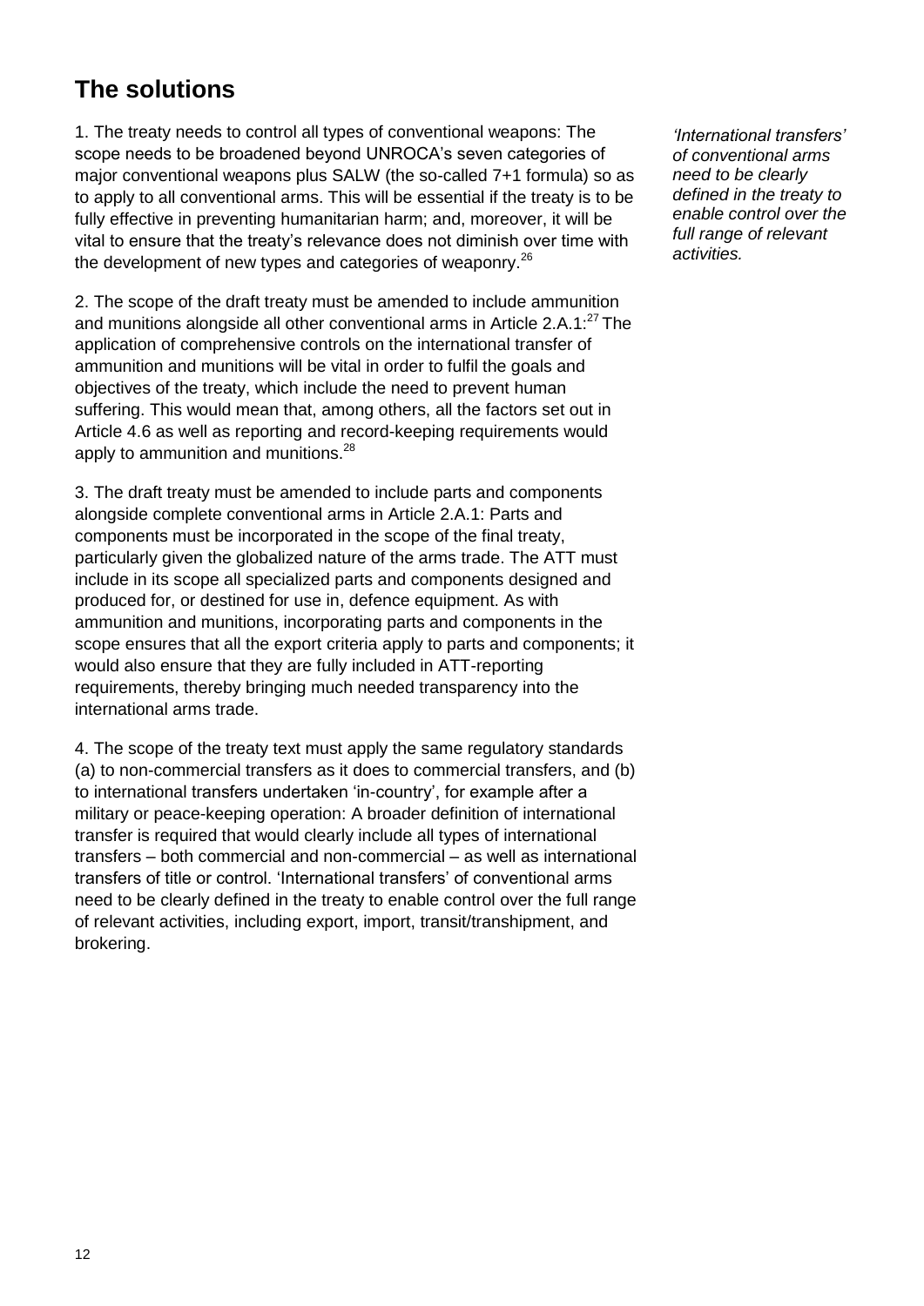## The solutions

1. The treaty needs to control all types of conventional weapons: The scope needs to be broadened beyond UNROCA's seven categories of major conventional weapons plus SALW (the so-called 7+1 formula) so as to apply to all conventional arms. This will be essential if the treaty is to be fully effective in preventing humanitarian harm; and, moreover, it will be vital to ensure that the treaty's relevance does not diminish over time with the development of new types and categories of weaponry.[26]

2. The scope of the draft treaty must be amended to include ammunition and munitions alongside all other conventional arms in Article 2.A.1:[27] The application of comprehensive controls on the international transfer of ammunition and munitions will be vital in order to fulfil the goals and objectives of the treaty, which include the need to prevent human suffering. This would mean that, among others, all the factors set out in Article 4.6 as well as reporting and record-keeping requirements would apply to ammunition and munitions.[28]

3. The draft treaty must be amended to include parts and components alongside complete conventional arms in Article 2.A.1: Parts and components must be incorporated in the scope of the final treaty, particularly given the globalized nature of the arms trade. The ATT must include in its scope all specialized parts and components designed and produced for, or destined for use in, defence equipment. As with ammunition and munitions, incorporating parts and components in the scope ensures that all the export criteria apply to parts and components; it would also ensure that they are fully included in ATT-reporting requirements, thereby bringing much needed transparency into the international arms trade.

4. The scope of the treaty text must apply the same regulatory standards (a) to non-commercial transfers as it does to commercial transfers, and (b) to international transfers undertaken 'in-country', for example after a military or peace-keeping operation: A broader definition of international transfer is required that would clearly include all types of international transfers – both commercial and non-commercial – as well as international transfers of title or control. 'International transfers' of conventional arms need to be clearly defined in the treaty to enable control over the full range of relevant activities, including export, import, transit/transhipment, and brokering.

*'International transfers' of conventional arms need to be clearly defined in the treaty to enable control over the full range of relevant activities.*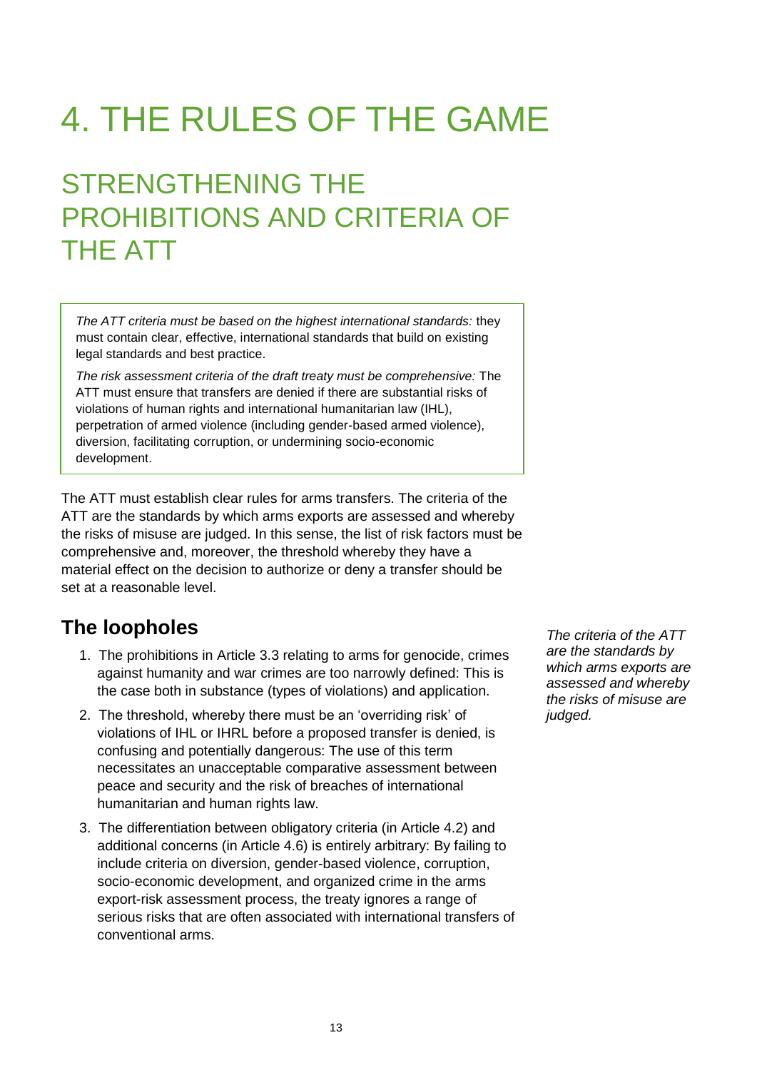# 4. THE RULES OF THE GAME

## STRENGTHENING THE PROHIBITIONS AND CRITERIA OF THE ATT

*The ATT criteria must be based on the highest international standards:* they must contain clear, effective, international standards that build on existing legal standards and best practice.

*The risk assessment criteria of the draft treaty must be comprehensive:* The ATT must ensure that transfers are denied if there are substantial risks of violations of human rights and international humanitarian law (IHL), perpetration of armed violence (including gender-based armed violence), diversion, facilitating corruption, or undermining socio-economic development.

The ATT must establish clear rules for arms transfers. The criteria of the ATT are the standards by which arms exports are assessed and whereby the risks of misuse are judged. In this sense, the list of risk factors must be comprehensive and, moreover, the threshold whereby they have a material effect on the decision to authorize or deny a transfer should be set at a reasonable level.

*The criteria of the ATT are the standards by which arms exports are assessed and whereby the risks of misuse are judged.*

### The loopholes

1. The prohibitions in Article 3.3 relating to arms for genocide, crimes against humanity and war crimes are too narrowly defined: This is the case both in substance (types of violations) and application.
2. The threshold, whereby there must be an 'overriding risk' of violations of IHL or IHRL before a proposed transfer is denied, is confusing and potentially dangerous: The use of this term necessitates an unacceptable comparative assessment between peace and security and the risk of breaches of international humanitarian and human rights law.
3. The differentiation between obligatory criteria (in Article 4.2) and additional concerns (in Article 4.6) is entirely arbitrary: By failing to include criteria on diversion, gender-based violence, corruption, socio-economic development, and organized crime in the arms export-risk assessment process, the treaty ignores a range of serious risks that are often associated with international transfers of conventional arms.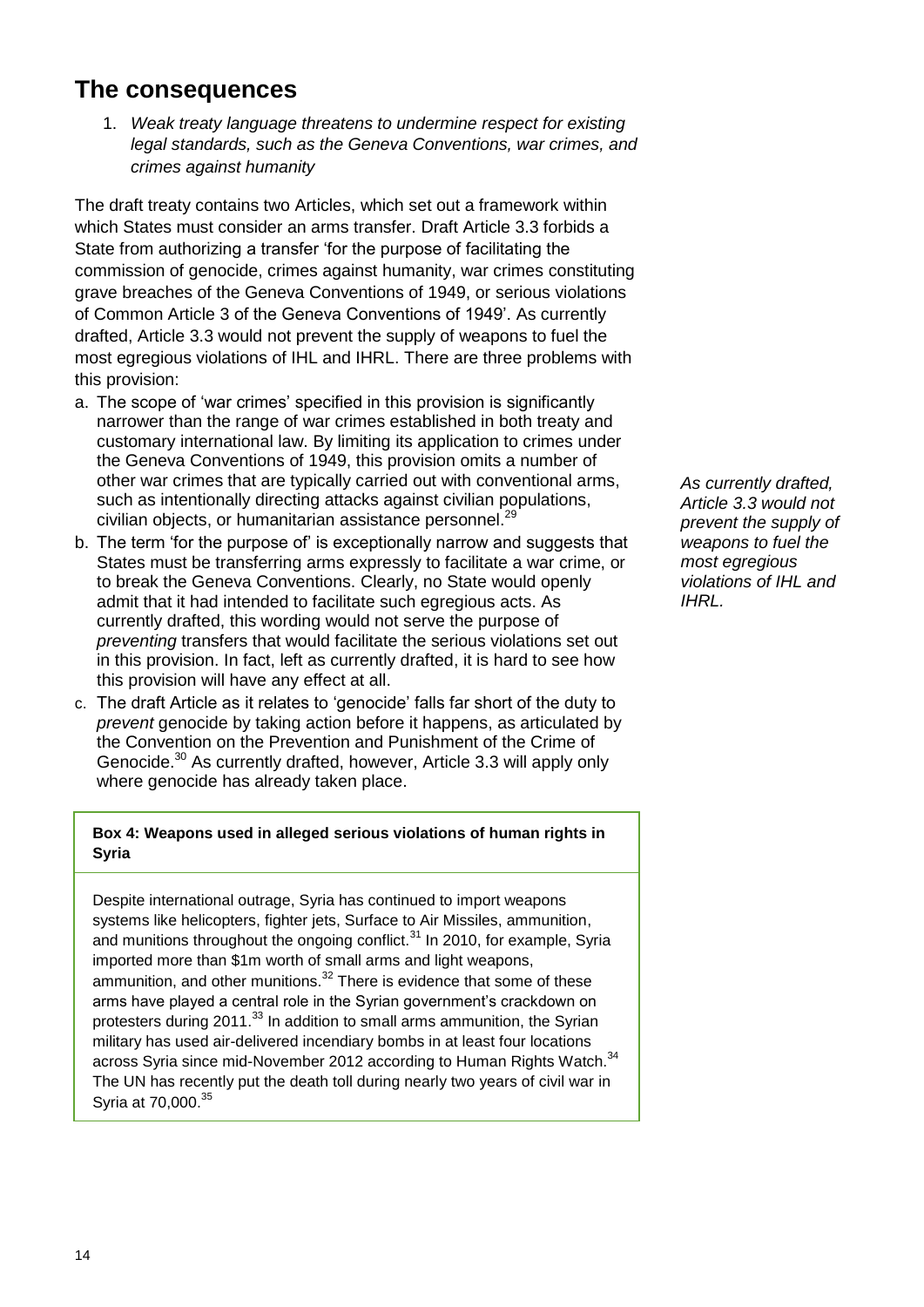## The consequences

1. *Weak treaty language threatens to undermine respect for existing legal standards, such as the Geneva Conventions, war crimes, and crimes against humanity*

The draft treaty contains two Articles, which set out a framework within which States must consider an arms transfer. Draft Article 3.3 forbids a State from authorizing a transfer 'for the purpose of facilitating the commission of genocide, crimes against humanity, war crimes constituting grave breaches of the Geneva Conventions of 1949, or serious violations of Common Article 3 of the Geneva Conventions of 1949'. As currently drafted, Article 3.3 would not prevent the supply of weapons to fuel the most egregious violations of IHL and IHRL. There are three problems with this provision:

a. The scope of 'war crimes' specified in this provision is significantly narrower than the range of war crimes established in both treaty and customary international law. By limiting its application to crimes under the Geneva Conventions of 1949, this provision omits a number of other war crimes that are typically carried out with conventional arms, such as intentionally directing attacks against civilian populations, civilian objects, or humanitarian assistance personnel.[29]

b. The term 'for the purpose of' is exceptionally narrow and suggests that States must be transferring arms expressly to facilitate a war crime, or to break the Geneva Conventions. Clearly, no State would openly admit that it had intended to facilitate such egregious acts. As currently drafted, this wording would not serve the purpose of *preventing* transfers that would facilitate the serious violations set out in this provision. In fact, left as currently drafted, it is hard to see how this provision will have any effect at all.

c. The draft Article as it relates to 'genocide' falls far short of the duty to *prevent* genocide by taking action before it happens, as articulated by the Convention on the Prevention and Punishment of the Crime of Genocide.[30] As currently drafted, however, Article 3.3 will apply only where genocide has already taken place.

*As currently drafted, Article 3.3 would not prevent the supply of weapons to fuel the most egregious violations of IHL and IHRL.*

**Box 4: Weapons used in alleged serious violations of human rights in Syria**

Despite international outrage, Syria has continued to import weapons systems like helicopters, fighter jets, Surface to Air Missiles, ammunition, and munitions throughout the ongoing conflict.[31] In 2010, for example, Syria imported more than $1m worth of small arms and light weapons, ammunition, and other munitions.[32] There is evidence that some of these arms have played a central role in the Syrian government's crackdown on protesters during 2011.[33] In addition to small arms ammunition, the Syrian military has used air-delivered incendiary bombs in at least four locations across Syria since mid-November 2012 according to Human Rights Watch.[34] The UN has recently put the death toll during nearly two years of civil war in Syria at 70,000.[35]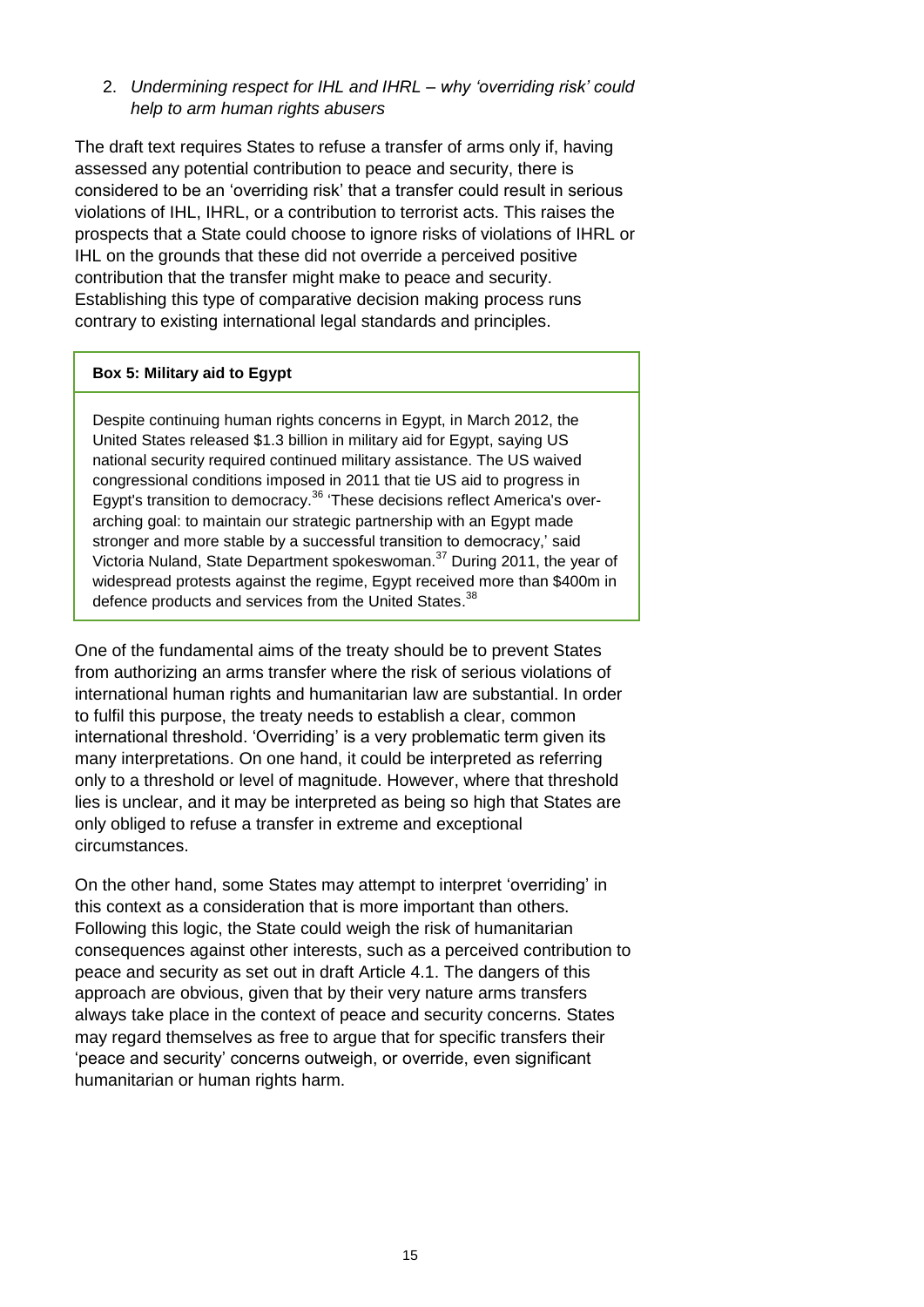2. *Undermining respect for IHL and IHRL – why 'overriding risk' could help to arm human rights abusers*

The draft text requires States to refuse a transfer of arms only if, having assessed any potential contribution to peace and security, there is considered to be an 'overriding risk' that a transfer could result in serious violations of IHL, IHRL, or a contribution to terrorist acts. This raises the prospects that a State could choose to ignore risks of violations of IHRL or IHL on the grounds that these did not override a perceived positive contribution that the transfer might make to peace and security. Establishing this type of comparative decision making process runs contrary to existing international legal standards and principles.

> **Box 5: Military aid to Egypt**
>
> Despite continuing human rights concerns in Egypt, in March 2012, the United States released $1.3 billion in military aid for Egypt, saying US national security required continued military assistance. The US waived congressional conditions imposed in 2011 that tie US aid to progress in Egypt's transition to democracy.[36] 'These decisions reflect America's over-arching goal: to maintain our strategic partnership with an Egypt made stronger and more stable by a successful transition to democracy,' said Victoria Nuland, State Department spokeswoman.[37] During 2011, the year of widespread protests against the regime, Egypt received more than $400m in defence products and services from the United States.[38]

One of the fundamental aims of the treaty should be to prevent States from authorizing an arms transfer where the risk of serious violations of international human rights and humanitarian law are substantial. In order to fulfil this purpose, the treaty needs to establish a clear, common international threshold. 'Overriding' is a very problematic term given its many interpretations. On one hand, it could be interpreted as referring only to a threshold or level of magnitude. However, where that threshold lies is unclear, and it may be interpreted as being so high that States are only obliged to refuse a transfer in extreme and exceptional circumstances.

On the other hand, some States may attempt to interpret 'overriding' in this context as a consideration that is more important than others. Following this logic, the State could weigh the risk of humanitarian consequences against other interests, such as a perceived contribution to peace and security as set out in draft Article 4.1. The dangers of this approach are obvious, given that by their very nature arms transfers always take place in the context of peace and security concerns. States may regard themselves as free to argue that for specific transfers their 'peace and security' concerns outweigh, or override, even significant humanitarian or human rights harm.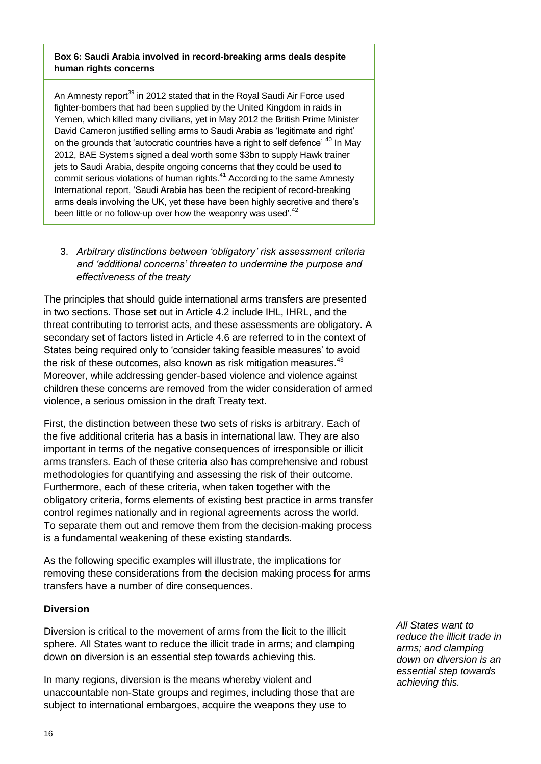**Box 6: Saudi Arabia involved in record-breaking arms deals despite human rights concerns**

An Amnesty report[39] in 2012 stated that in the Royal Saudi Air Force used fighter-bombers that had been supplied by the United Kingdom in raids in Yemen, which killed many civilians, yet in May 2012 the British Prime Minister David Cameron justified selling arms to Saudi Arabia as 'legitimate and right' on the grounds that 'autocratic countries have a right to self defence' [40] In May 2012, BAE Systems signed a deal worth some $3bn to supply Hawk trainer jets to Saudi Arabia, despite ongoing concerns that they could be used to commit serious violations of human rights.[41] According to the same Amnesty International report, 'Saudi Arabia has been the recipient of record-breaking arms deals involving the UK, yet these have been highly secretive and there's been little or no follow-up over how the weaponry was used'.[42]

3. *Arbitrary distinctions between 'obligatory' risk assessment criteria and 'additional concerns' threaten to undermine the purpose and effectiveness of the treaty*

The principles that should guide international arms transfers are presented in two sections. Those set out in Article 4.2 include IHL, IHRL, and the threat contributing to terrorist acts, and these assessments are obligatory. A secondary set of factors listed in Article 4.6 are referred to in the context of States being required only to 'consider taking feasible measures' to avoid the risk of these outcomes, also known as risk mitigation measures.[43] Moreover, while addressing gender-based violence and violence against children these concerns are removed from the wider consideration of armed violence, a serious omission in the draft Treaty text.

First, the distinction between these two sets of risks is arbitrary. Each of the five additional criteria has a basis in international law. They are also important in terms of the negative consequences of irresponsible or illicit arms transfers. Each of these criteria also has comprehensive and robust methodologies for quantifying and assessing the risk of their outcome. Furthermore, each of these criteria, when taken together with the obligatory criteria, forms elements of existing best practice in arms transfer control regimes nationally and in regional agreements across the world. To separate them out and remove them from the decision-making process is a fundamental weakening of these existing standards.

As the following specific examples will illustrate, the implications for removing these considerations from the decision making process for arms transfers have a number of dire consequences.

**Diversion**

Diversion is critical to the movement of arms from the licit to the illicit sphere. All States want to reduce the illicit trade in arms; and clamping down on diversion is an essential step towards achieving this.

*All States want to reduce the illicit trade in arms; and clamping down on diversion is an essential step towards achieving this.*

In many regions, diversion is the means whereby violent and unaccountable non-State groups and regimes, including those that are subject to international embargoes, acquire the weapons they use to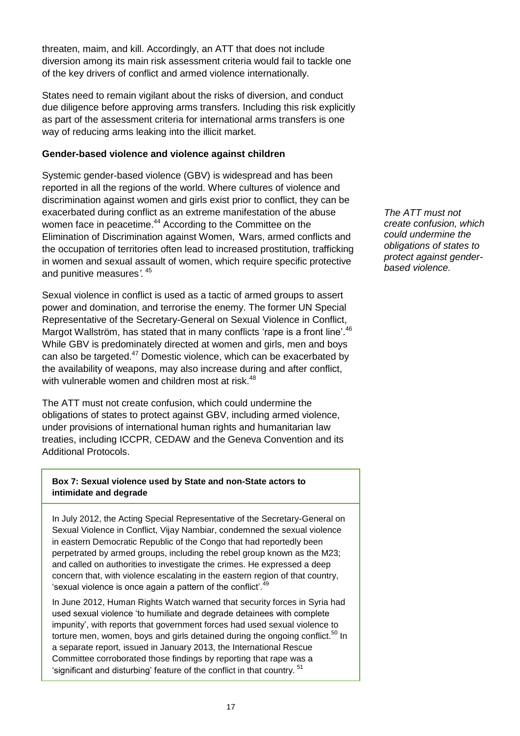threaten, maim, and kill. Accordingly, an ATT that does not include diversion among its main risk assessment criteria would fail to tackle one of the key drivers of conflict and armed violence internationally.

States need to remain vigilant about the risks of diversion, and conduct due diligence before approving arms transfers. Including this risk explicitly as part of the assessment criteria for international arms transfers is one way of reducing arms leaking into the illicit market.

**Gender-based violence and violence against children**

Systemic gender-based violence (GBV) is widespread and has been reported in all the regions of the world. Where cultures of violence and discrimination against women and girls exist prior to conflict, they can be exacerbated during conflict as an extreme manifestation of the abuse women face in peacetime.[44] According to the Committee on the Elimination of Discrimination against Women, 'Wars, armed conflicts and the occupation of territories often lead to increased prostitution, trafficking in women and sexual assault of women, which require specific protective and punitive measures'.[45]

*The ATT must not create confusion, which could undermine the obligations of states to protect against gender-based violence.*

Sexual violence in conflict is used as a tactic of armed groups to assert power and domination, and terrorise the enemy. The former UN Special Representative of the Secretary-General on Sexual Violence in Conflict, Margot Wallström, has stated that in many conflicts 'rape is a front line'.[46] While GBV is predominately directed at women and girls, men and boys can also be targeted.[47] Domestic violence, which can be exacerbated by the availability of weapons, may also increase during and after conflict, with vulnerable women and children most at risk.[48]

The ATT must not create confusion, which could undermine the obligations of states to protect against GBV, including armed violence, under provisions of international human rights and humanitarian law treaties, including ICCPR, CEDAW and the Geneva Convention and its Additional Protocols.

**Box 7: Sexual violence used by State and non-State actors to intimidate and degrade**

In July 2012, the Acting Special Representative of the Secretary-General on Sexual Violence in Conflict, Vijay Nambiar, condemned the sexual violence in eastern Democratic Republic of the Congo that had reportedly been perpetrated by armed groups, including the rebel group known as the M23; and called on authorities to investigate the crimes. He expressed a deep concern that, with violence escalating in the eastern region of that country, 'sexual violence is once again a pattern of the conflict'.[49]

In June 2012, Human Rights Watch warned that security forces in Syria had used sexual violence 'to humiliate and degrade detainees with complete impunity', with reports that government forces had used sexual violence to torture men, women, boys and girls detained during the ongoing conflict.[50] In a separate report, issued in January 2013, the International Rescue Committee corroborated those findings by reporting that rape was a 'significant and disturbing' feature of the conflict in that country.[51]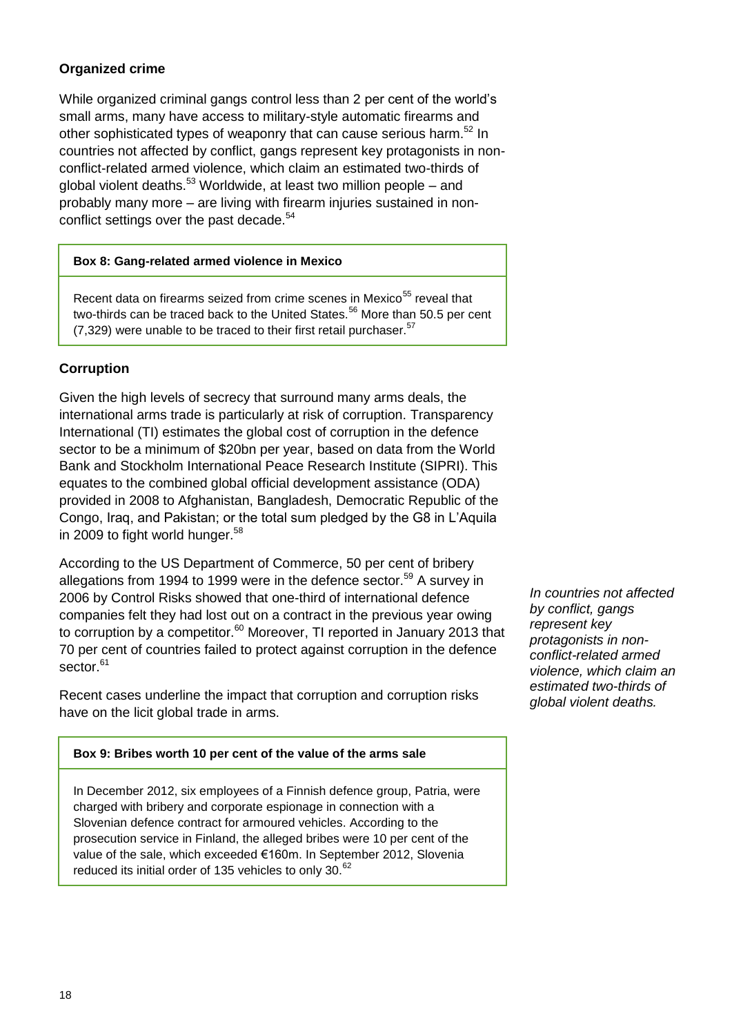### Organized crime

While organized criminal gangs control less than 2 per cent of the world's small arms, many have access to military-style automatic firearms and other sophisticated types of weaponry that can cause serious harm.[52] In countries not affected by conflict, gangs represent key protagonists in non-conflict-related armed violence, which claim an estimated two-thirds of global violent deaths.[53] Worldwide, at least two million people – and probably many more – are living with firearm injuries sustained in non-conflict settings over the past decade.[54]

> **Box 8: Gang-related armed violence in Mexico**
>
> Recent data on firearms seized from crime scenes in Mexico[55] reveal that two-thirds can be traced back to the United States.[56] More than 50.5 per cent (7,329) were unable to be traced to their first retail purchaser.[57]

### Corruption

Given the high levels of secrecy that surround many arms deals, the international arms trade is particularly at risk of corruption. Transparency International (TI) estimates the global cost of corruption in the defence sector to be a minimum of $20bn per year, based on data from the World Bank and Stockholm International Peace Research Institute (SIPRI). This equates to the combined global official development assistance (ODA) provided in 2008 to Afghanistan, Bangladesh, Democratic Republic of the Congo, Iraq, and Pakistan; or the total sum pledged by the G8 in L'Aquila in 2009 to fight world hunger.[58]

According to the US Department of Commerce, 50 per cent of bribery allegations from 1994 to 1999 were in the defence sector.[59] A survey in 2006 by Control Risks showed that one-third of international defence companies felt they had lost out on a contract in the previous year owing to corruption by a competitor.[60] Moreover, TI reported in January 2013 that 70 per cent of countries failed to protect against corruption in the defence sector.[61]

*In countries not affected by conflict, gangs represent key protagonists in non-conflict-related armed violence, which claim an estimated two-thirds of global violent deaths.*

Recent cases underline the impact that corruption and corruption risks have on the licit global trade in arms.

> **Box 9: Bribes worth 10 per cent of the value of the arms sale**
>
> In December 2012, six employees of a Finnish defence group, Patria, were charged with bribery and corporate espionage in connection with a Slovenian defence contract for armoured vehicles. According to the prosecution service in Finland, the alleged bribes were 10 per cent of the value of the sale, which exceeded €160m. In September 2012, Slovenia reduced its initial order of 135 vehicles to only 30.[62]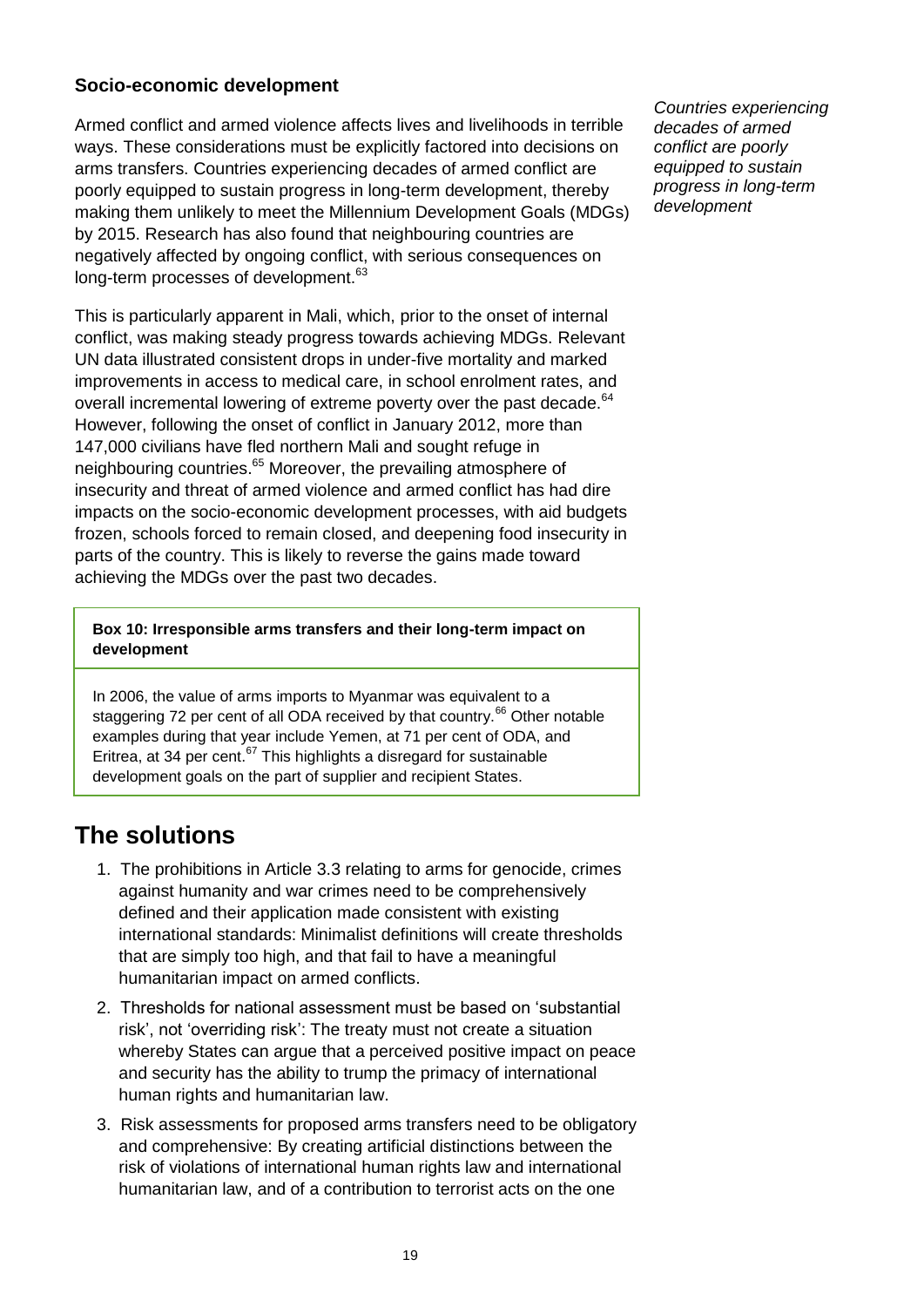### Socio-economic development

*Countries experiencing decades of armed conflict are poorly equipped to sustain progress in long-term development*

Armed conflict and armed violence affects lives and livelihoods in terrible ways. These considerations must be explicitly factored into decisions on arms transfers. Countries experiencing decades of armed conflict are poorly equipped to sustain progress in long-term development, thereby making them unlikely to meet the Millennium Development Goals (MDGs) by 2015. Research has also found that neighbouring countries are negatively affected by ongoing conflict, with serious consequences on long-term processes of development.[63]

This is particularly apparent in Mali, which, prior to the onset of internal conflict, was making steady progress towards achieving MDGs. Relevant UN data illustrated consistent drops in under-five mortality and marked improvements in access to medical care, in school enrolment rates, and overall incremental lowering of extreme poverty over the past decade.[64] However, following the onset of conflict in January 2012, more than 147,000 civilians have fled northern Mali and sought refuge in neighbouring countries.[65] Moreover, the prevailing atmosphere of insecurity and threat of armed violence and armed conflict has had dire impacts on the socio-economic development processes, with aid budgets frozen, schools forced to remain closed, and deepening food insecurity in parts of the country. This is likely to reverse the gains made toward achieving the MDGs over the past two decades.

**Box 10: Irresponsible arms transfers and their long-term impact on development**

In 2006, the value of arms imports to Myanmar was equivalent to a staggering 72 per cent of all ODA received by that country.[66] Other notable examples during that year include Yemen, at 71 per cent of ODA, and Eritrea, at 34 per cent.[67] This highlights a disregard for sustainable development goals on the part of supplier and recipient States.

## The solutions

1. The prohibitions in Article 3.3 relating to arms for genocide, crimes against humanity and war crimes need to be comprehensively defined and their application made consistent with existing international standards: Minimalist definitions will create thresholds that are simply too high, and that fail to have a meaningful humanitarian impact on armed conflicts.
2. Thresholds for national assessment must be based on 'substantial risk', not 'overriding risk': The treaty must not create a situation whereby States can argue that a perceived positive impact on peace and security has the ability to trump the primacy of international human rights and humanitarian law.
3. Risk assessments for proposed arms transfers need to be obligatory and comprehensive: By creating artificial distinctions between the risk of violations of international human rights law and international humanitarian law, and of a contribution to terrorist acts on the one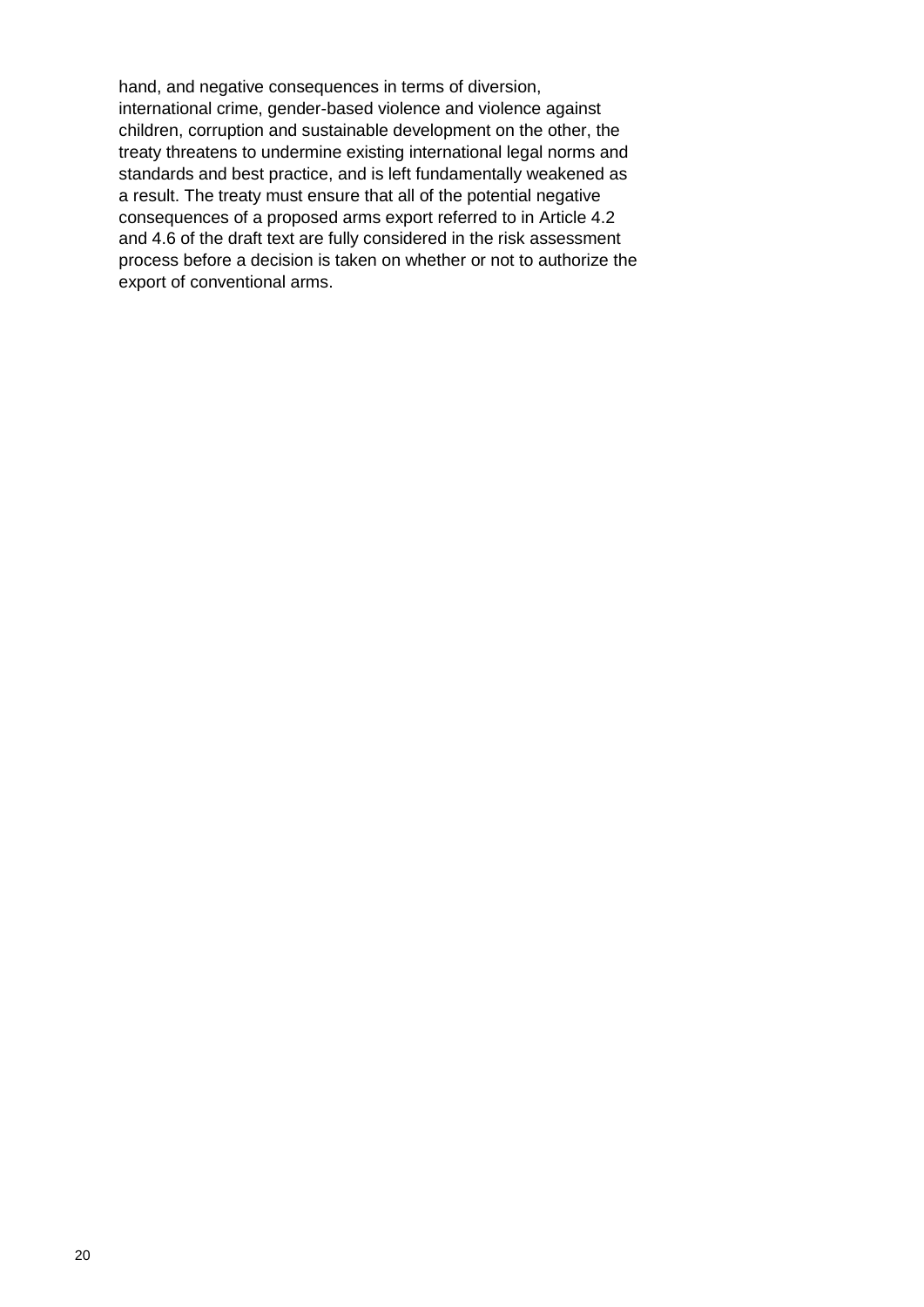hand, and negative consequences in terms of diversion, international crime, gender-based violence and violence against children, corruption and sustainable development on the other, the treaty threatens to undermine existing international legal norms and standards and best practice, and is left fundamentally weakened as a result. The treaty must ensure that all of the potential negative consequences of a proposed arms export referred to in Article 4.2 and 4.6 of the draft text are fully considered in the risk assessment process before a decision is taken on whether or not to authorize the export of conventional arms.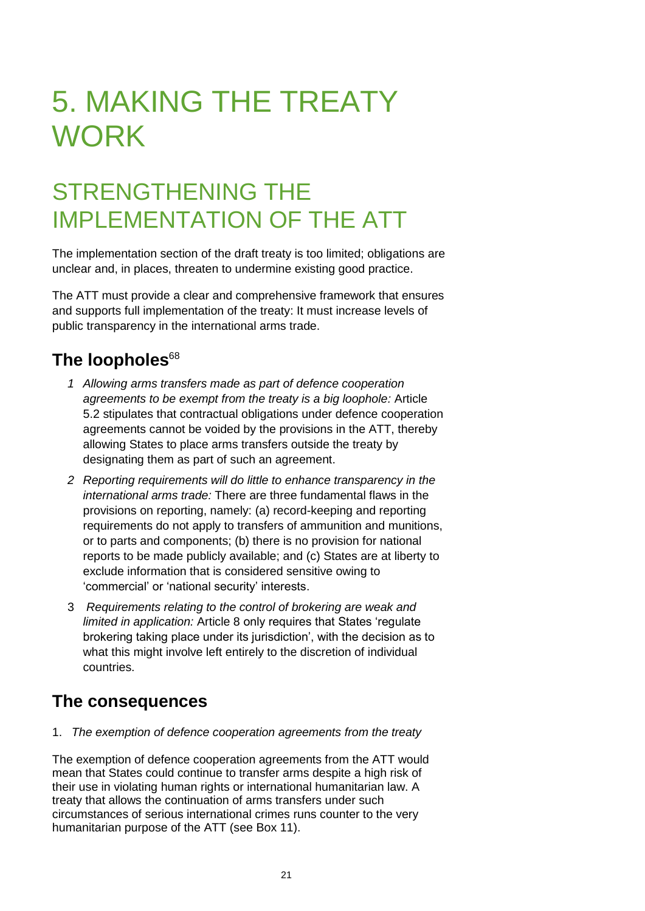# 5. MAKING THE TREATY WORK

## STRENGTHENING THE IMPLEMENTATION OF THE ATT

The implementation section of the draft treaty is too limited; obligations are unclear and, in places, threaten to undermine existing good practice.

The ATT must provide a clear and comprehensive framework that ensures and supports full implementation of the treaty: It must increase levels of public transparency in the international arms trade.

### The loopholes[68]

1. *Allowing arms transfers made as part of defence cooperation agreements to be exempt from the treaty is a big loophole:* Article 5.2 stipulates that contractual obligations under defence cooperation agreements cannot be voided by the provisions in the ATT, thereby allowing States to place arms transfers outside the treaty by designating them as part of such an agreement.
2. *Reporting requirements will do little to enhance transparency in the international arms trade:* There are three fundamental flaws in the provisions on reporting, namely: (a) record-keeping and reporting requirements do not apply to transfers of ammunition and munitions, or to parts and components; (b) there is no provision for national reports to be made publicly available; and (c) States are at liberty to exclude information that is considered sensitive owing to 'commercial' or 'national security' interests.
3. *Requirements relating to the control of brokering are weak and limited in application:* Article 8 only requires that States 'regulate brokering taking place under its jurisdiction', with the decision as to what this might involve left entirely to the discretion of individual countries.

### The consequences

1. *The exemption of defence cooperation agreements from the treaty*

The exemption of defence cooperation agreements from the ATT would mean that States could continue to transfer arms despite a high risk of their use in violating human rights or international humanitarian law. A treaty that allows the continuation of arms transfers under such circumstances of serious international crimes runs counter to the very humanitarian purpose of the ATT (see Box 11).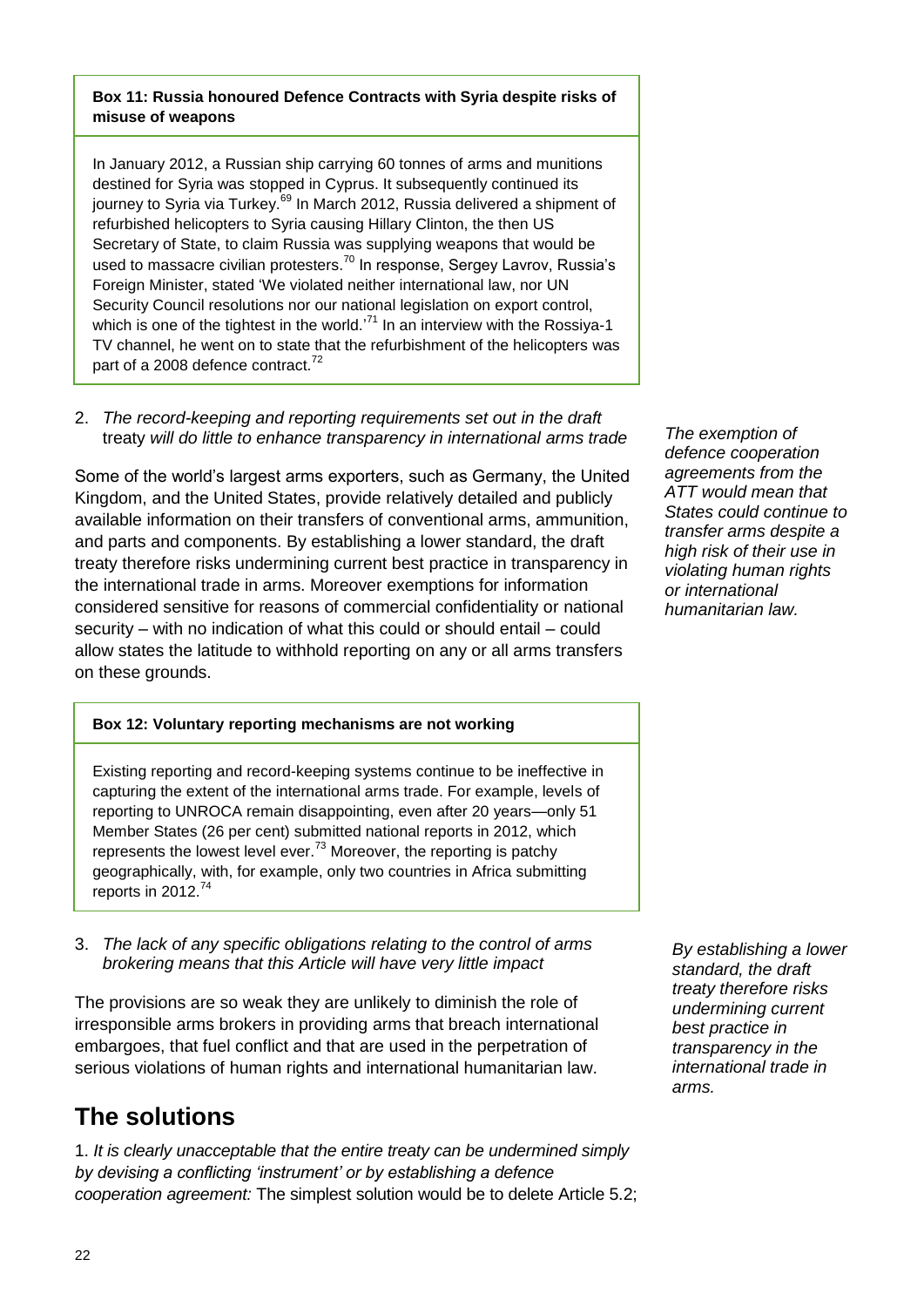**Box 11: Russia honoured Defence Contracts with Syria despite risks of misuse of weapons**

In January 2012, a Russian ship carrying 60 tonnes of arms and munitions destined for Syria was stopped in Cyprus. It subsequently continued its journey to Syria via Turkey.[69] In March 2012, Russia delivered a shipment of refurbished helicopters to Syria causing Hillary Clinton, the then US Secretary of State, to claim Russia was supplying weapons that would be used to massacre civilian protesters.[70] In response, Sergey Lavrov, Russia's Foreign Minister, stated 'We violated neither international law, nor UN Security Council resolutions nor our national legislation on export control, which is one of the tightest in the world.'[71] In an interview with the Rossiya-1 TV channel, he went on to state that the refurbishment of the helicopters was part of a 2008 defence contract.[72]

2. *The record-keeping and reporting requirements set out in the draft* treaty *will do little to enhance transparency in international arms trade*

*The exemption of defence cooperation agreements from the ATT would mean that States could continue to transfer arms despite a high risk of their use in violating human rights or international humanitarian law.*

Some of the world's largest arms exporters, such as Germany, the United Kingdom, and the United States, provide relatively detailed and publicly available information on their transfers of conventional arms, ammunition, and parts and components. By establishing a lower standard, the draft treaty therefore risks undermining current best practice in transparency in the international trade in arms. Moreover exemptions for information considered sensitive for reasons of commercial confidentiality or national security – with no indication of what this could or should entail – could allow states the latitude to withhold reporting on any or all arms transfers on these grounds.

**Box 12: Voluntary reporting mechanisms are not working**

Existing reporting and record-keeping systems continue to be ineffective in capturing the extent of the international arms trade. For example, levels of reporting to UNROCA remain disappointing, even after 20 years—only 51 Member States (26 per cent) submitted national reports in 2012, which represents the lowest level ever.[73] Moreover, the reporting is patchy geographically, with, for example, only two countries in Africa submitting reports in 2012.[74]

3. *The lack of any specific obligations relating to the control of arms brokering means that this Article will have very little impact*

*By establishing a lower standard, the draft treaty therefore risks undermining current best practice in transparency in the international trade in arms.*

The provisions are so weak they are unlikely to diminish the role of irresponsible arms brokers in providing arms that breach international embargoes, that fuel conflict and that are used in the perpetration of serious violations of human rights and international humanitarian law.

## The solutions

1. *It is clearly unacceptable that the entire treaty can be undermined simply by devising a conflicting 'instrument' or by establishing a defence cooperation agreement:* The simplest solution would be to delete Article 5.2;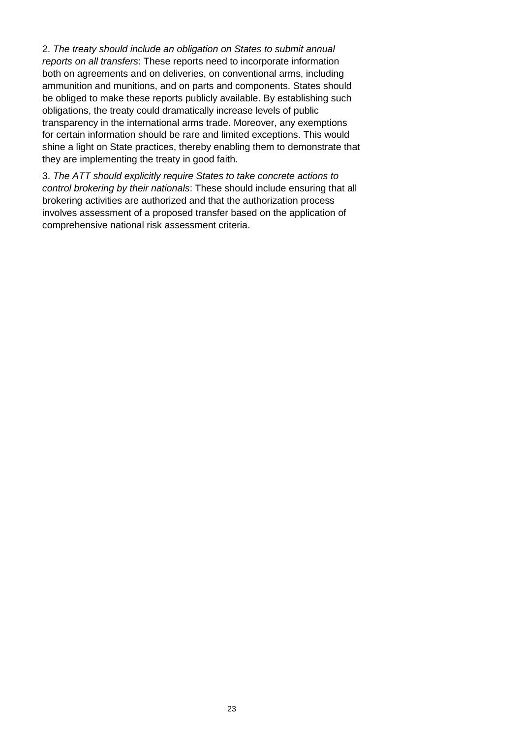2. *The treaty should include an obligation on States to submit annual reports on all transfers*: These reports need to incorporate information both on agreements and on deliveries, on conventional arms, including ammunition and munitions, and on parts and components. States should be obliged to make these reports publicly available. By establishing such obligations, the treaty could dramatically increase levels of public transparency in the international arms trade. Moreover, any exemptions for certain information should be rare and limited exceptions. This would shine a light on State practices, thereby enabling them to demonstrate that they are implementing the treaty in good faith.

3. *The ATT should explicitly require States to take concrete actions to control brokering by their nationals*: These should include ensuring that all brokering activities are authorized and that the authorization process involves assessment of a proposed transfer based on the application of comprehensive national risk assessment criteria.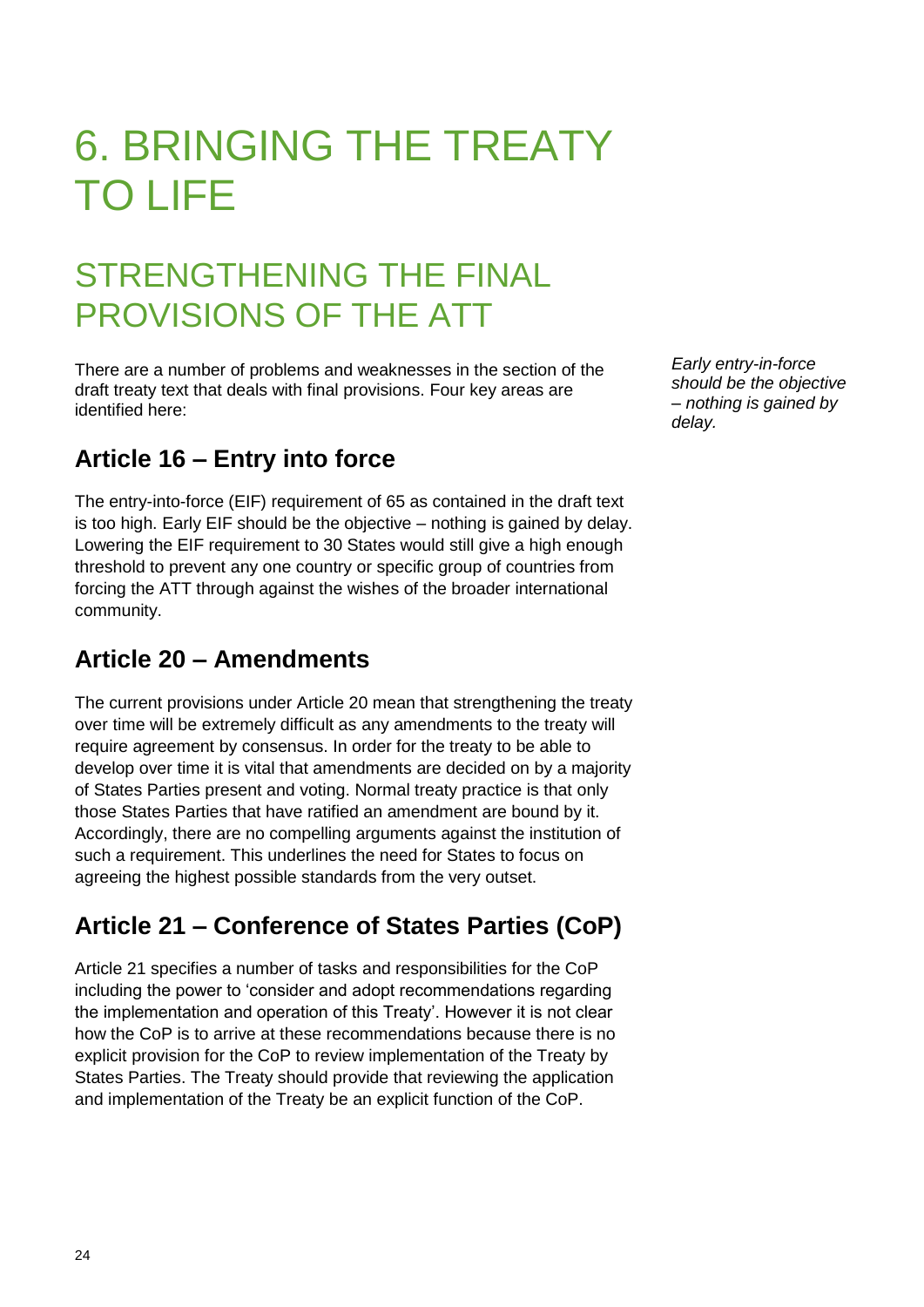# 6. BRINGING THE TREATY TO LIFE

## STRENGTHENING THE FINAL PROVISIONS OF THE ATT

There are a number of problems and weaknesses in the section of the draft treaty text that deals with final provisions. Four key areas are identified here:

*Early entry-in-force should be the objective – nothing is gained by delay.*

### Article 16 – Entry into force

The entry-into-force (EIF) requirement of 65 as contained in the draft text is too high. Early EIF should be the objective – nothing is gained by delay. Lowering the EIF requirement to 30 States would still give a high enough threshold to prevent any one country or specific group of countries from forcing the ATT through against the wishes of the broader international community.

### Article 20 – Amendments

The current provisions under Article 20 mean that strengthening the treaty over time will be extremely difficult as any amendments to the treaty will require agreement by consensus. In order for the treaty to be able to develop over time it is vital that amendments are decided on by a majority of States Parties present and voting. Normal treaty practice is that only those States Parties that have ratified an amendment are bound by it. Accordingly, there are no compelling arguments against the institution of such a requirement. This underlines the need for States to focus on agreeing the highest possible standards from the very outset.

### Article 21 – Conference of States Parties (CoP)

Article 21 specifies a number of tasks and responsibilities for the CoP including the power to 'consider and adopt recommendations regarding the implementation and operation of this Treaty'. However it is not clear how the CoP is to arrive at these recommendations because there is no explicit provision for the CoP to review implementation of the Treaty by States Parties. The Treaty should provide that reviewing the application and implementation of the Treaty be an explicit function of the CoP.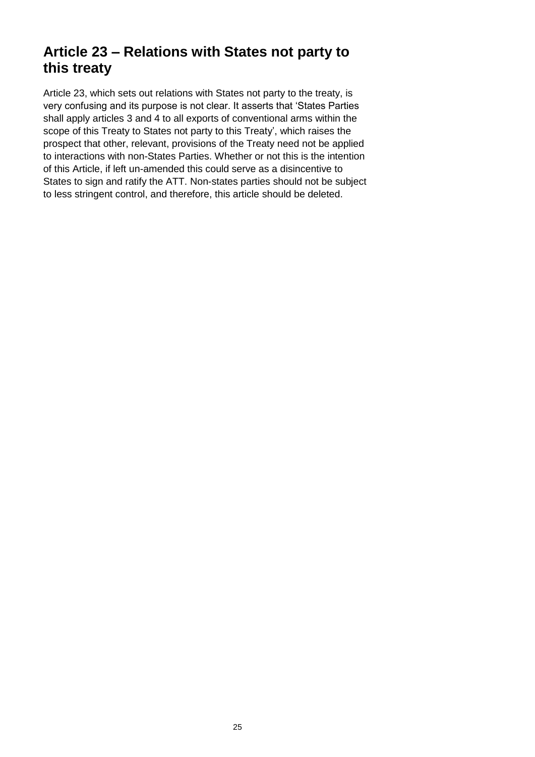## Article 23 – Relations with States not party to this treaty

Article 23, which sets out relations with States not party to the treaty, is very confusing and its purpose is not clear. It asserts that 'States Parties shall apply articles 3 and 4 to all exports of conventional arms within the scope of this Treaty to States not party to this Treaty', which raises the prospect that other, relevant, provisions of the Treaty need not be applied to interactions with non-States Parties. Whether or not this is the intention of this Article, if left un-amended this could serve as a disincentive to States to sign and ratify the ATT. Non-states parties should not be subject to less stringent control, and therefore, this article should be deleted.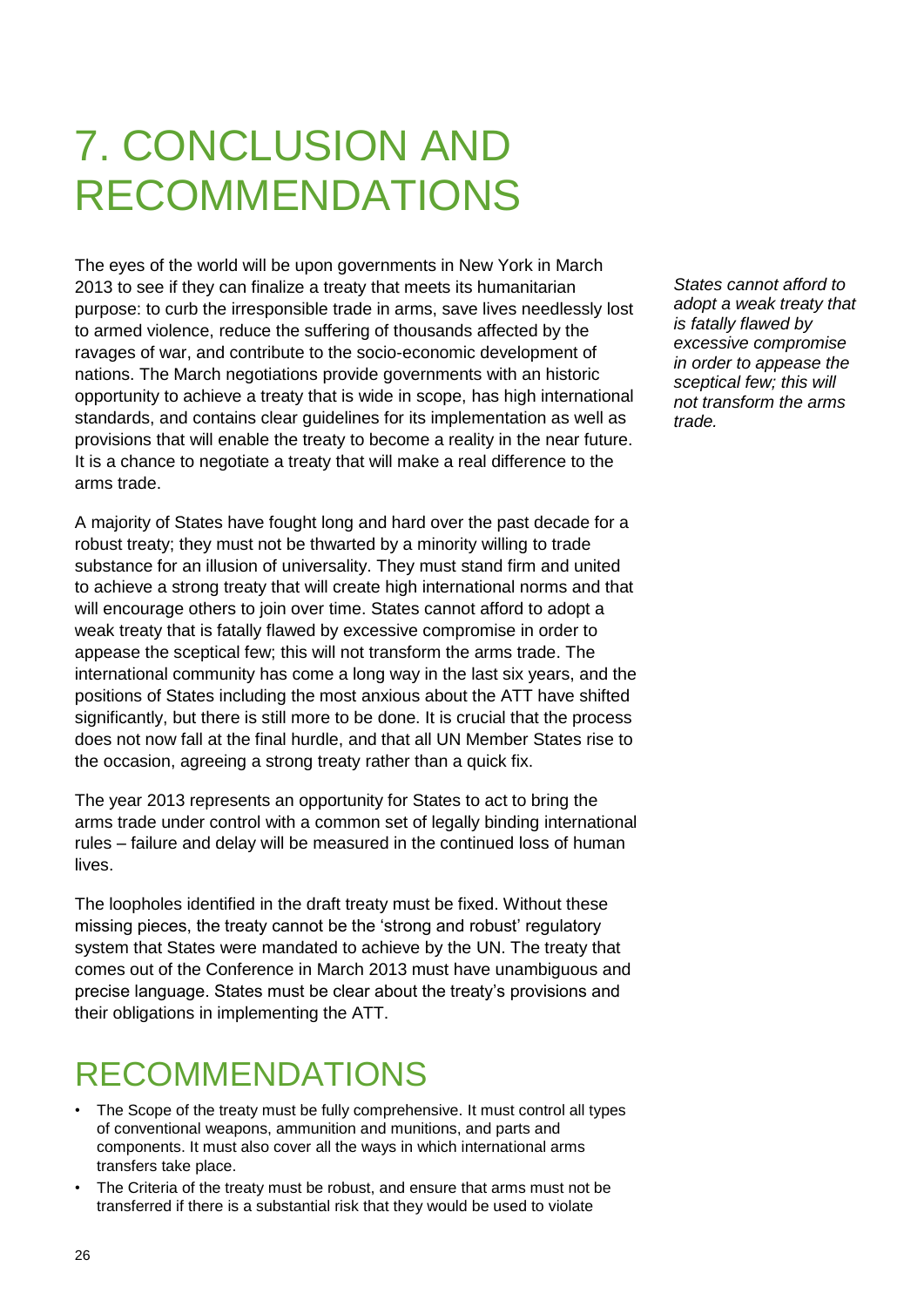# 7. CONCLUSION AND RECOMMENDATIONS

The eyes of the world will be upon governments in New York in March 2013 to see if they can finalize a treaty that meets its humanitarian purpose: to curb the irresponsible trade in arms, save lives needlessly lost to armed violence, reduce the suffering of thousands affected by the ravages of war, and contribute to the socio-economic development of nations. The March negotiations provide governments with an historic opportunity to achieve a treaty that is wide in scope, has high international standards, and contains clear guidelines for its implementation as well as provisions that will enable the treaty to become a reality in the near future. It is a chance to negotiate a treaty that will make a real difference to the arms trade.

*States cannot afford to adopt a weak treaty that is fatally flawed by excessive compromise in order to appease the sceptical few; this will not transform the arms trade.*

A majority of States have fought long and hard over the past decade for a robust treaty; they must not be thwarted by a minority willing to trade substance for an illusion of universality. They must stand firm and united to achieve a strong treaty that will create high international norms and that will encourage others to join over time. States cannot afford to adopt a weak treaty that is fatally flawed by excessive compromise in order to appease the sceptical few; this will not transform the arms trade. The international community has come a long way in the last six years, and the positions of States including the most anxious about the ATT have shifted significantly, but there is still more to be done. It is crucial that the process does not now fall at the final hurdle, and that all UN Member States rise to the occasion, agreeing a strong treaty rather than a quick fix.

The year 2013 represents an opportunity for States to act to bring the arms trade under control with a common set of legally binding international rules – failure and delay will be measured in the continued loss of human lives.

The loopholes identified in the draft treaty must be fixed. Without these missing pieces, the treaty cannot be the 'strong and robust' regulatory system that States were mandated to achieve by the UN. The treaty that comes out of the Conference in March 2013 must have unambiguous and precise language. States must be clear about the treaty's provisions and their obligations in implementing the ATT.

## RECOMMENDATIONS

- The Scope of the treaty must be fully comprehensive. It must control all types of conventional weapons, ammunition and munitions, and parts and components. It must also cover all the ways in which international arms transfers take place.
- The Criteria of the treaty must be robust, and ensure that arms must not be transferred if there is a substantial risk that they would be used to violate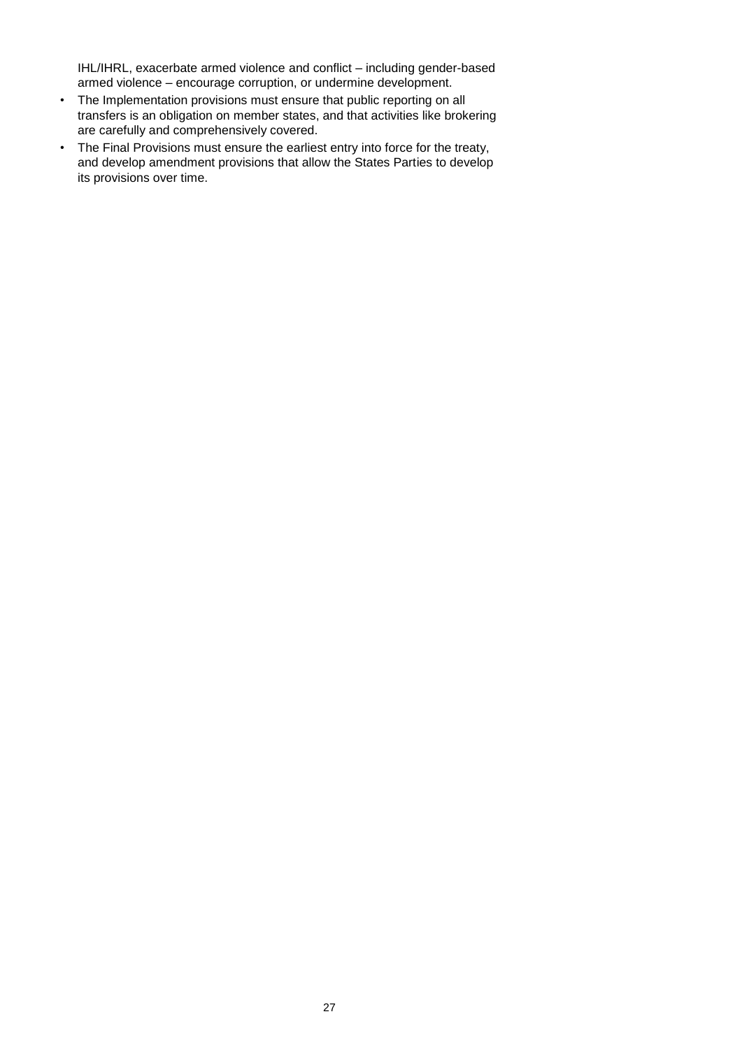IHL/IHRL, exacerbate armed violence and conflict – including gender-based armed violence – encourage corruption, or undermine development.

- The Implementation provisions must ensure that public reporting on all transfers is an obligation on member states, and that activities like brokering are carefully and comprehensively covered.
- The Final Provisions must ensure the earliest entry into force for the treaty, and develop amendment provisions that allow the States Parties to develop its provisions over time.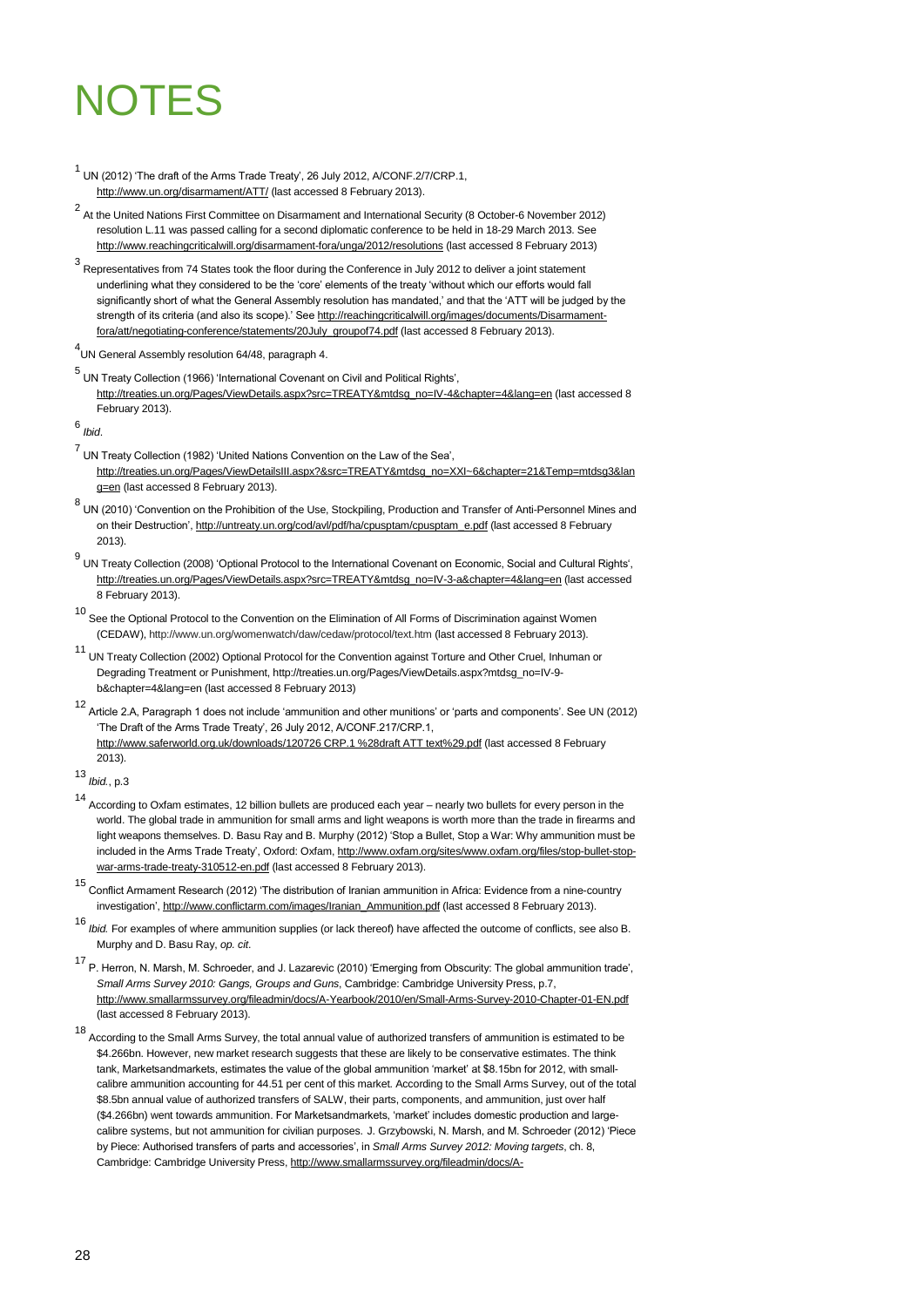# NOTES

[1] UN (2012) 'The draft of the Arms Trade Treaty', 26 July 2012, A/CONF.2/7/CRP.1, http://www.un.org/disarmament/ATT/ (last accessed 8 February 2013).

[2] At the United Nations First Committee on Disarmament and International Security (8 October-6 November 2012) resolution L.11 was passed calling for a second diplomatic conference to be held in 18-29 March 2013. See http://www.reachingcriticalwill.org/disarmament-fora/unga/2012/resolutions (last accessed 8 February 2013)

[3] Representatives from 74 States took the floor during the Conference in July 2012 to deliver a joint statement underlining what they considered to be the 'core' elements of the treaty 'without which our efforts would fall significantly short of what the General Assembly resolution has mandated,' and that the 'ATT will be judged by the strength of its criteria (and also its scope).' See http://reachingcriticalwill.org/images/documents/Disarmament-fora/att/negotiating-conference/statements/20July_groupof74.pdf (last accessed 8 February 2013).

[4] UN General Assembly resolution 64/48, paragraph 4.

[5] UN Treaty Collection (1966) 'International Covenant on Civil and Political Rights', http://treaties.un.org/Pages/ViewDetails.aspx?src=TREATY&mtdsg_no=IV-4&chapter=4&lang=en (last accessed 8 February 2013).

[6] *Ibid*.

[7] UN Treaty Collection (1982) 'United Nations Convention on the Law of the Sea', http://treaties.un.org/Pages/ViewDetailsIII.aspx?&src=TREATY&mtdsg_no=XXI~6&chapter=21&Temp=mtdsg3&lang=en (last accessed 8 February 2013).

[8] UN (2010) 'Convention on the Prohibition of the Use, Stockpiling, Production and Transfer of Anti-Personnel Mines and on their Destruction', http://untreaty.un.org/cod/avl/pdf/ha/cpusptam/cpusptam_e.pdf (last accessed 8 February 2013).

[9] UN Treaty Collection (2008) 'Optional Protocol to the International Covenant on Economic, Social and Cultural Rights', http://treaties.un.org/Pages/ViewDetails.aspx?src=TREATY&mtdsg_no=IV-3-a&chapter=4&lang=en (last accessed 8 February 2013).

[10] See the Optional Protocol to the Convention on the Elimination of All Forms of Discrimination against Women (CEDAW), http://www.un.org/womenwatch/daw/cedaw/protocol/text.htm (last accessed 8 February 2013).

[11] UN Treaty Collection (2002) Optional Protocol for the Convention against Torture and Other Cruel, Inhuman or Degrading Treatment or Punishment, http://treaties.un.org/Pages/ViewDetails.aspx?mtdsg_no=IV-9-b&chapter=4&lang=en (last accessed 8 February 2013)

[12] Article 2.A, Paragraph 1 does not include 'ammunition and other munitions' or 'parts and components'. See UN (2012) 'The Draft of the Arms Trade Treaty', 26 July 2012, A/CONF.217/CRP.1, http://www.saferworld.org.uk/downloads/120726 CRP.1 %28draft ATT text%29.pdf (last accessed 8 February 2013).

[13] *Ibid.*, p.3

[14] According to Oxfam estimates, 12 billion bullets are produced each year – nearly two bullets for every person in the world. The global trade in ammunition for small arms and light weapons is worth more than the trade in firearms and light weapons themselves. D. Basu Ray and B. Murphy (2012) 'Stop a Bullet, Stop a War: Why ammunition must be included in the Arms Trade Treaty', Oxford: Oxfam, http://www.oxfam.org/sites/www.oxfam.org/files/stop-bullet-stop-war-arms-trade-treaty-310512-en.pdf (last accessed 8 February 2013).

[15] Conflict Armament Research (2012) 'The distribution of Iranian ammunition in Africa: Evidence from a nine-country investigation', http://www.conflictarm.com/images/Iranian_Ammunition.pdf (last accessed 8 February 2013).

[16] *Ibid.* For examples of where ammunition supplies (or lack thereof) have affected the outcome of conflicts, see also B. Murphy and D. Basu Ray, *op. cit*.

[17] P. Herron, N. Marsh, M. Schroeder, and J. Lazarevic (2010) 'Emerging from Obscurity: The global ammunition trade', *Small Arms Survey 2010: Gangs, Groups and Guns*, Cambridge: Cambridge University Press, p.7, http://www.smallarmssurvey.org/fileadmin/docs/A-Yearbook/2010/en/Small-Arms-Survey-2010-Chapter-01-EN.pdf (last accessed 8 February 2013).

[18] According to the Small Arms Survey, the total annual value of authorized transfers of ammunition is estimated to be \$4.266bn. However, new market research suggests that these are likely to be conservative estimates. The think tank, Marketsandmarkets, estimates the value of the global ammunition 'market' at \$8.15bn for 2012, with small-calibre ammunition accounting for 44.51 per cent of this market. According to the Small Arms Survey, out of the total \$8.5bn annual value of authorized transfers of SALW, their parts, components, and ammunition, just over half (\$4.266bn) went towards ammunition. For Marketsandmarkets, 'market' includes domestic production and large-calibre systems, but not ammunition for civilian purposes. J. Grzybowski, N. Marsh, and M. Schroeder (2012) 'Piece by Piece: Authorised transfers of parts and accessories', in *Small Arms Survey 2012: Moving targets*, ch. 8, Cambridge: Cambridge University Press, http://www.smallarmssurvey.org/fileadmin/docs/A-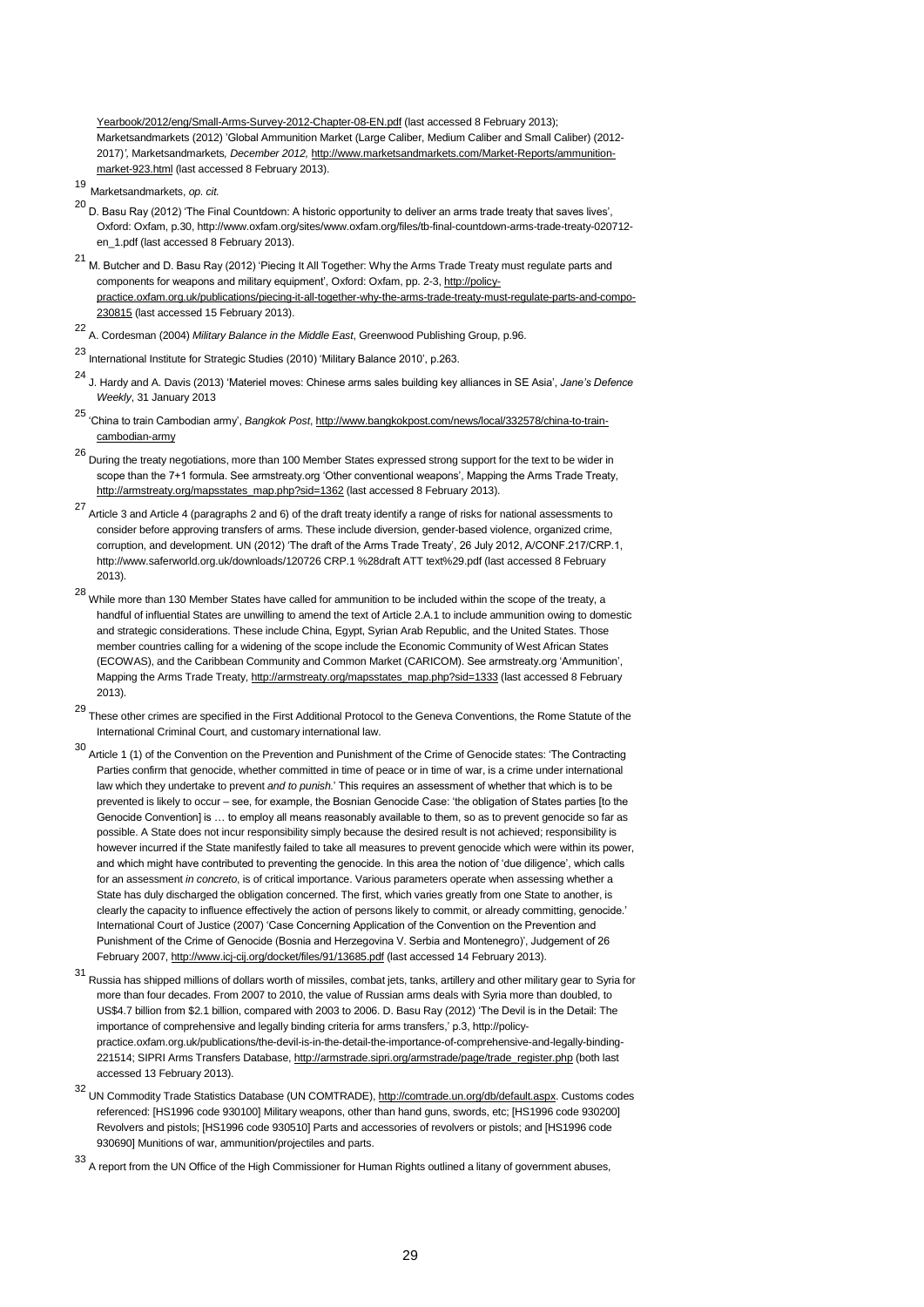Yearbook/2012/eng/Small-Arms-Survey-2012-Chapter-08-EN.pdf (last accessed 8 February 2013); Marketsandmarkets (2012) 'Global Ammunition Market (Large Caliber, Medium Caliber and Small Caliber) (2012-2017)', Marketsandmarkets, *December 2012,* http://www.marketsandmarkets.com/Market-Reports/ammunition-market-923.html (last accessed 8 February 2013).

[19] Marketsandmarkets, *op. cit.*

[20] D. Basu Ray (2012) 'The Final Countdown: A historic opportunity to deliver an arms trade treaty that saves lives', Oxford: Oxfam, p.30, http://www.oxfam.org/sites/www.oxfam.org/files/tb-final-countdown-arms-trade-treaty-020712-en_1.pdf (last accessed 8 February 2013).

[21] M. Butcher and D. Basu Ray (2012) 'Piecing It All Together: Why the Arms Trade Treaty must regulate parts and components for weapons and military equipment', Oxford: Oxfam, pp. 2-3, http://policy-practice.oxfam.org.uk/publications/piecing-it-all-together-why-the-arms-trade-treaty-must-regulate-parts-and-compo-230815 (last accessed 15 February 2013).

[22] A. Cordesman (2004) *Military Balance in the Middle East*, Greenwood Publishing Group, p.96.

[23] International Institute for Strategic Studies (2010) 'Military Balance 2010', p.263.

[24] J. Hardy and A. Davis (2013) 'Materiel moves: Chinese arms sales building key alliances in SE Asia', *Jane's Defence Weekly*, 31 January 2013

[25] 'China to train Cambodian army', *Bangkok Post*, http://www.bangkokpost.com/news/local/332578/china-to-train-cambodian-army

[26] During the treaty negotiations, more than 100 Member States expressed strong support for the text to be wider in scope than the 7+1 formula. See armstreaty.org 'Other conventional weapons', Mapping the Arms Trade Treaty, http://armstreaty.org/mapsstates_map.php?sid=1362 (last accessed 8 February 2013).

[27] Article 3 and Article 4 (paragraphs 2 and 6) of the draft treaty identify a range of risks for national assessments to consider before approving transfers of arms. These include diversion, gender-based violence, organized crime, corruption, and development. UN (2012) 'The draft of the Arms Trade Treaty', 26 July 2012, A/CONF.217/CRP.1, http://www.saferworld.org.uk/downloads/120726 CRP.1 %28draft ATT text%29.pdf (last accessed 8 February 2013).

[28] While more than 130 Member States have called for ammunition to be included within the scope of the treaty, a handful of influential States are unwilling to amend the text of Article 2.A.1 to include ammunition owing to domestic and strategic considerations. These include China, Egypt, Syrian Arab Republic, and the United States. Those member countries calling for a widening of the scope include the Economic Community of West African States (ECOWAS), and the Caribbean Community and Common Market (CARICOM). See armstreaty.org 'Ammunition', Mapping the Arms Trade Treaty, http://armstreaty.org/mapsstates_map.php?sid=1333 (last accessed 8 February 2013).

[29] These other crimes are specified in the First Additional Protocol to the Geneva Conventions, the Rome Statute of the International Criminal Court, and customary international law.

[30] Article 1 (1) of the Convention on the Prevention and Punishment of the Crime of Genocide states: 'The Contracting Parties confirm that genocide, whether committed in time of peace or in time of war, is a crime under international law which they undertake to prevent *and to punish*.' This requires an assessment of whether that which is to be prevented is likely to occur – see, for example, the Bosnian Genocide Case: 'the obligation of States parties [to the Genocide Convention] is … to employ all means reasonably available to them, so as to prevent genocide so far as possible. A State does not incur responsibility simply because the desired result is not achieved; responsibility is however incurred if the State manifestly failed to take all measures to prevent genocide which were within its power, and which might have contributed to preventing the genocide. In this area the notion of 'due diligence', which calls for an assessment *in concreto*, is of critical importance. Various parameters operate when assessing whether a State has duly discharged the obligation concerned. The first, which varies greatly from one State to another, is clearly the capacity to influence effectively the action of persons likely to commit, or already committing, genocide.' International Court of Justice (2007) 'Case Concerning Application of the Convention on the Prevention and Punishment of the Crime of Genocide (Bosnia and Herzegovina V. Serbia and Montenegro)', Judgement of 26 February 2007, http://www.icj-cij.org/docket/files/91/13685.pdf (last accessed 14 February 2013).

[31] Russia has shipped millions of dollars worth of missiles, combat jets, tanks, artillery and other military gear to Syria for more than four decades. From 2007 to 2010, the value of Russian arms deals with Syria more than doubled, to US$4.7 billion from $2.1 billion, compared with 2003 to 2006. D. Basu Ray (2012) 'The Devil is in the Detail: The importance of comprehensive and legally binding criteria for arms transfers,' p.3, http://policy-practice.oxfam.org.uk/publications/the-devil-is-in-the-detail-the-importance-of-comprehensive-and-legally-binding-221514; SIPRI Arms Transfers Database, http://armstrade.sipri.org/armstrade/page/trade_register.php (both last accessed 13 February 2013).

[32] UN Commodity Trade Statistics Database (UN COMTRADE), http://comtrade.un.org/db/default.aspx. Customs codes referenced: [HS1996 code 930100] Military weapons, other than hand guns, swords, etc; [HS1996 code 930200] Revolvers and pistols; [HS1996 code 930510] Parts and accessories of revolvers or pistols; and [HS1996 code 930690] Munitions of war, ammunition/projectiles and parts.

[33] A report from the UN Office of the High Commissioner for Human Rights outlined a litany of government abuses,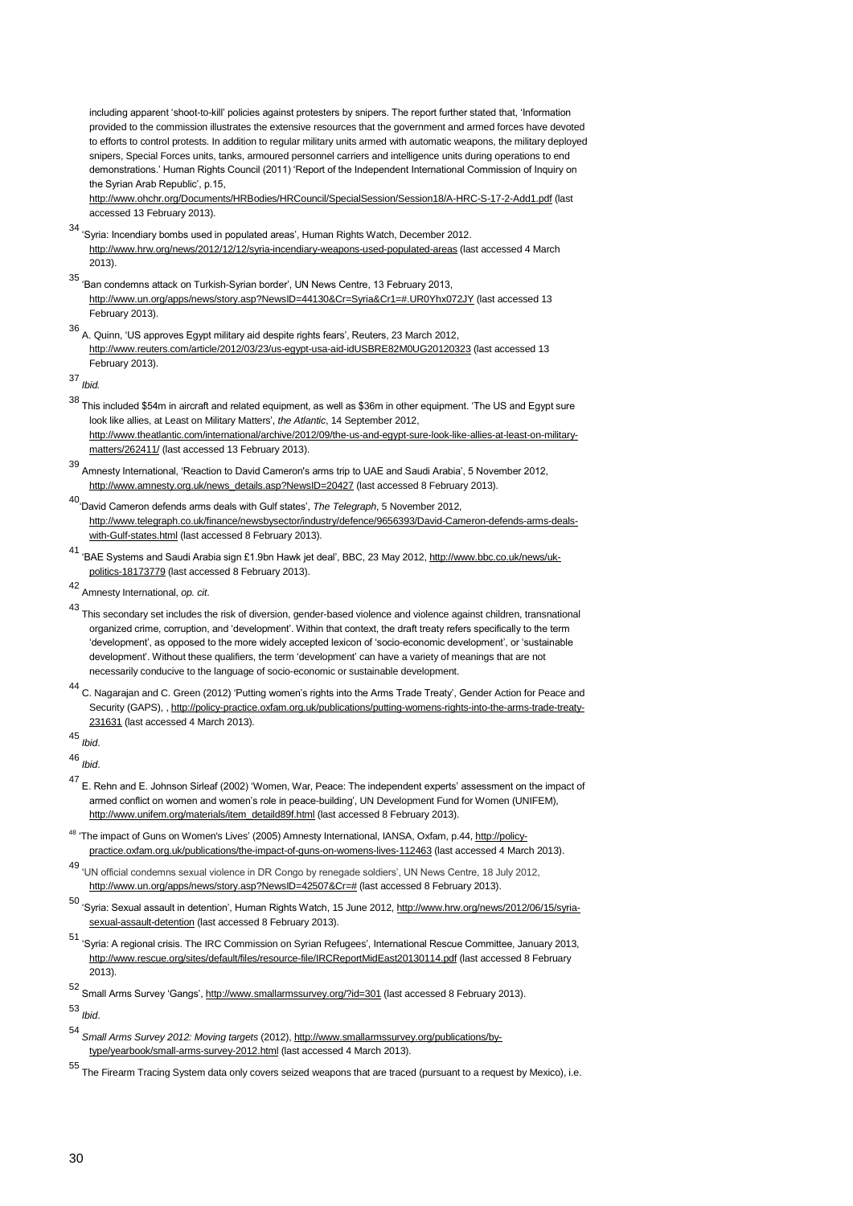including apparent 'shoot-to-kill' policies against protesters by snipers. The report further stated that, 'Information provided to the commission illustrates the extensive resources that the government and armed forces have devoted to efforts to control protests. In addition to regular military units armed with automatic weapons, the military deployed snipers, Special Forces units, tanks, armoured personnel carriers and intelligence units during operations to end demonstrations.' Human Rights Council (2011) 'Report of the Independent International Commission of Inquiry on the Syrian Arab Republic', p.15, http://www.ohchr.org/Documents/HRBodies/HRCouncil/SpecialSession/Session18/A-HRC-S-17-2-Add1.pdf (last accessed 13 February 2013).

[34] 'Syria: Incendiary bombs used in populated areas', Human Rights Watch, December 2012. http://www.hrw.org/news/2012/12/12/syria-incendiary-weapons-used-populated-areas (last accessed 4 March 2013).

[35] 'Ban condemns attack on Turkish-Syrian border', UN News Centre, 13 February 2013, http://www.un.org/apps/news/story.asp?NewsID=44130&Cr=Syria&Cr1=#.UR0Yhx072JY (last accessed 13 February 2013).

[36] A. Quinn, 'US approves Egypt military aid despite rights fears', Reuters, 23 March 2012, http://www.reuters.com/article/2012/03/23/us-egypt-usa-aid-idUSBRE82M0UG20120323 (last accessed 13 February 2013).

[37] *Ibid.*

[38] This included $54m in aircraft and related equipment, as well as $36m in other equipment. 'The US and Egypt sure look like allies, at Least on Military Matters', *the Atlantic*, 14 September 2012, http://www.theatlantic.com/international/archive/2012/09/the-us-and-egypt-sure-look-like-allies-at-least-on-military-matters/262411/ (last accessed 13 February 2013).

[39] Amnesty International, 'Reaction to David Cameron's arms trip to UAE and Saudi Arabia', 5 November 2012, http://www.amnesty.org.uk/news_details.asp?NewsID=20427 (last accessed 8 February 2013).

[40] 'David Cameron defends arms deals with Gulf states', *The Telegraph*, 5 November 2012, http://www.telegraph.co.uk/finance/newsbysector/industry/defence/9656393/David-Cameron-defends-arms-deals-with-Gulf-states.html (last accessed 8 February 2013).

[41] 'BAE Systems and Saudi Arabia sign £1.9bn Hawk jet deal', BBC, 23 May 2012, http://www.bbc.co.uk/news/uk-politics-18173779 (last accessed 8 February 2013).

[42] Amnesty International, *op. cit*.

[43] This secondary set includes the risk of diversion, gender-based violence and violence against children, transnational organized crime, corruption, and 'development'. Within that context, the draft treaty refers specifically to the term 'development', as opposed to the more widely accepted lexicon of 'socio-economic development', or 'sustainable development'. Without these qualifiers, the term 'development' can have a variety of meanings that are not necessarily conducive to the language of socio-economic or sustainable development.

[44] C. Nagarajan and C. Green (2012) 'Putting women's rights into the Arms Trade Treaty', Gender Action for Peace and Security (GAPS), , http://policy-practice.oxfam.org.uk/publications/putting-womens-rights-into-the-arms-trade-treaty-231631 (last accessed 4 March 2013).

[45] *Ibid*.

[46] *Ibid*.

[47] E. Rehn and E. Johnson Sirleaf (2002) 'Women, War, Peace: The independent experts' assessment on the impact of armed conflict on women and women's role in peace-building', UN Development Fund for Women (UNIFEM), http://www.unifem.org/materials/item_detaild89f.html (last accessed 8 February 2013).

[48] 'The impact of Guns on Women's Lives' (2005) Amnesty International, IANSA, Oxfam, p.44, http://policy-practice.oxfam.org.uk/publications/the-impact-of-guns-on-womens-lives-112463 (last accessed 4 March 2013).

[49] 'UN official condemns sexual violence in DR Congo by renegade soldiers', UN News Centre, 18 July 2012, http://www.un.org/apps/news/story.asp?NewsID=42507&Cr=# (last accessed 8 February 2013).

[50] 'Syria: Sexual assault in detention', Human Rights Watch, 15 June 2012, http://www.hrw.org/news/2012/06/15/syria-sexual-assault-detention (last accessed 8 February 2013).

[51] 'Syria: A regional crisis. The IRC Commission on Syrian Refugees', International Rescue Committee, January 2013, http://www.rescue.org/sites/default/files/resource-file/IRCReportMidEast20130114.pdf (last accessed 8 February 2013).

[52] Small Arms Survey 'Gangs', http://www.smallarmssurvey.org/?id=301 (last accessed 8 February 2013).

[53] *Ibid*.

[54] *Small Arms Survey 2012: Moving targets* (2012), http://www.smallarmssurvey.org/publications/by-type/yearbook/small-arms-survey-2012.html (last accessed 4 March 2013).

[55] The Firearm Tracing System data only covers seized weapons that are traced (pursuant to a request by Mexico), i.e.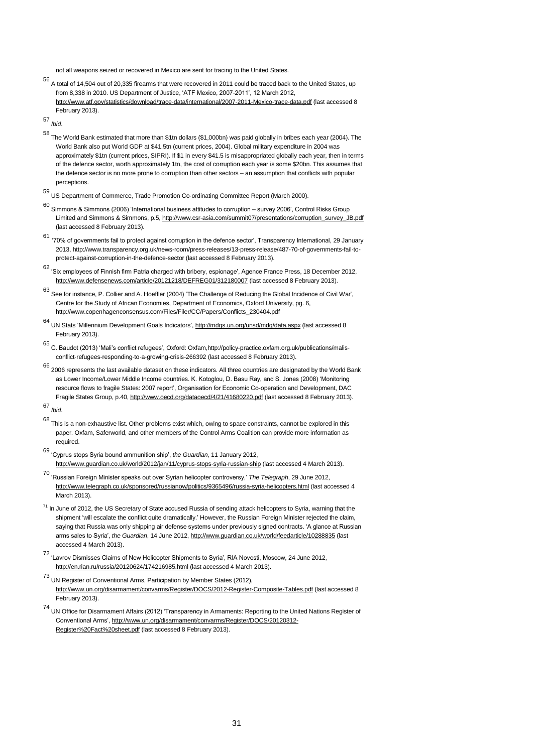not all weapons seized or recovered in Mexico are sent for tracing to the United States.

[56] A total of 14,504 out of 20,335 firearms that were recovered in 2011 could be traced back to the United States, up from 8,338 in 2010. US Department of Justice, 'ATF Mexico, 2007-2011', 12 March 2012, http://www.atf.gov/statistics/download/trace-data/international/2007-2011-Mexico-trace-data.pdf (last accessed 8 February 2013).

[57] *Ibid*.

[58] The World Bank estimated that more than $1tn dollars ($1,000bn) was paid globally in bribes each year (2004). The World Bank also put World GDP at $41.5tn (current prices, 2004). Global military expenditure in 2004 was approximately $1tn (current prices, SIPRI). If $1 in every $41.5 is misappropriated globally each year, then in terms of the defence sector, worth approximately 1tn, the cost of corruption each year is some $20bn. This assumes that the defence sector is no more prone to corruption than other sectors – an assumption that conflicts with popular perceptions.

[59] US Department of Commerce, Trade Promotion Co-ordinating Committee Report (March 2000).

[60] Simmons & Simmons (2006) 'International business attitudes to corruption – survey 2006', Control Risks Group Limited and Simmons & Simmons, p.5, http://www.csr-asia.com/summit07/presentations/corruption_survey_JB.pdf (last accessed 8 February 2013).

[61] '70% of governments fail to protect against corruption in the defence sector', Transparency International, 29 January 2013, http://www.transparency.org.uk/news-room/press-releases/13-press-release/487-70-of-governments-fail-to-protect-against-corruption-in-the-defence-sector (last accessed 8 February 2013).

[62] 'Six employees of Finnish firm Patria charged with bribery, espionage', Agence France Press, 18 December 2012, http://www.defensenews.com/article/20121218/DEFREG01/312180007 (last accessed 8 February 2013).

[63] See for instance, P. Collier and A. Hoeffler (2004) 'The Challenge of Reducing the Global Incidence of Civil War', Centre for the Study of African Economies, Department of Economics, Oxford University, pg. 6, http://www.copenhagenconsensus.com/Files/Filer/CC/Papers/Conflicts_230404.pdf

[64] UN Stats 'Millennium Development Goals Indicators', http://mdgs.un.org/unsd/mdg/data.aspx (last accessed 8 February 2013).

[65] C. Baudot (2013) 'Mali's conflict refugees', Oxford: Oxfam,http://policy-practice.oxfam.org.uk/publications/malis-conflict-refugees-responding-to-a-growing-crisis-266392 (last accessed 8 February 2013).

[66] 2006 represents the last available dataset on these indicators. All three countries are designated by the World Bank as Lower Income/Lower Middle Income countries. K. Kotoglou, D. Basu Ray, and S. Jones (2008) 'Monitoring resource flows to fragile States: 2007 report', Organisation for Economic Co-operation and Development, DAC Fragile States Group, p.40, http://www.oecd.org/dataoecd/4/21/41680220.pdf (last accessed 8 February 2013).

[67] *Ibid*.

[68] This is a non-exhaustive list. Other problems exist which, owing to space constraints, cannot be explored in this paper. Oxfam, Saferworld, and other members of the Control Arms Coalition can provide more information as required.

[69] 'Cyprus stops Syria bound ammunition ship', *the Guardian*, 11 January 2012, http://www.guardian.co.uk/world/2012/jan/11/cyprus-stops-syria-russian-ship (last accessed 4 March 2013).

[70] 'Russian Foreign Minister speaks out over Syrian helicopter controversy,' *The Telegraph*, 29 June 2012, http://www.telegraph.co.uk/sponsored/russianow/politics/9365496/russia-syria-helicopters.html (last accessed 4 March 2013).

[71] In June of 2012, the US Secretary of State accused Russia of sending attack helicopters to Syria, warning that the shipment 'will escalate the conflict quite dramatically.' However, the Russian Foreign Minister rejected the claim, saying that Russia was only shipping air defense systems under previously signed contracts. 'A glance at Russian arms sales to Syria', *the Guardian*, 14 June 2012, http://www.guardian.co.uk/world/feedarticle/10288835 (last accessed 4 March 2013).

[72] 'Lavrov Dismisses Claims of New Helicopter Shipments to Syria', RIA Novosti, Moscow, 24 June 2012, http://en.rian.ru/russia/20120624/174216985.html (last accessed 4 March 2013).

[73] UN Register of Conventional Arms, Participation by Member States (2012), http://www.un.org/disarmament/convarms/Register/DOCS/2012-Register-Composite-Tables.pdf (last accessed 8 February 2013).

[74] UN Office for Disarmament Affairs (2012) 'Transparency in Armaments: Reporting to the United Nations Register of Conventional Arms', http://www.un.org/disarmament/convarms/Register/DOCS/20120312-Register%20Fact%20sheet.pdf (last accessed 8 February 2013).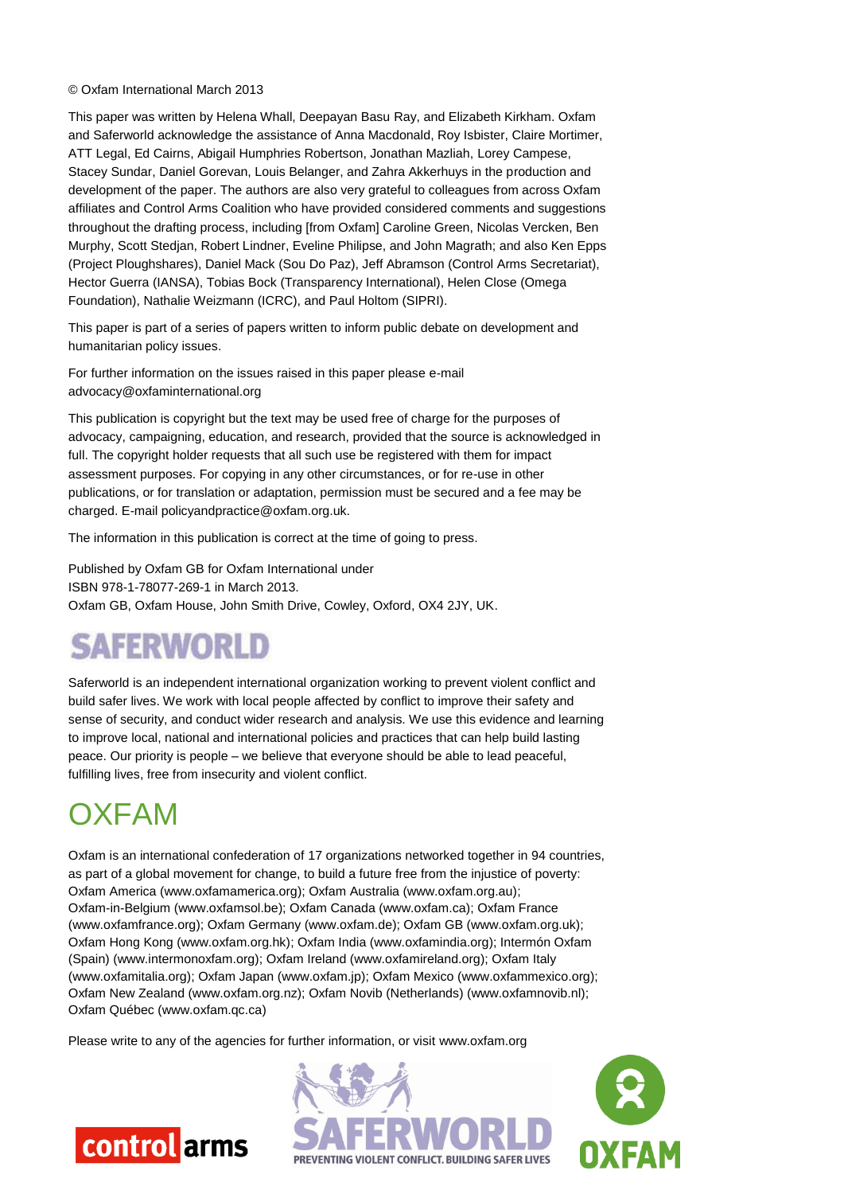© Oxfam International March 2013

This paper was written by Helena Whall, Deepayan Basu Ray, and Elizabeth Kirkham. Oxfam and Saferworld acknowledge the assistance of Anna Macdonald, Roy Isbister, Claire Mortimer, ATT Legal, Ed Cairns, Abigail Humphries Robertson, Jonathan Mazliah, Lorey Campese, Stacey Sundar, Daniel Gorevan, Louis Belanger, and Zahra Akkerhuys in the production and development of the paper. The authors are also very grateful to colleagues from across Oxfam affiliates and Control Arms Coalition who have provided considered comments and suggestions throughout the drafting process, including [from Oxfam] Caroline Green, Nicolas Vercken, Ben Murphy, Scott Stedjan, Robert Lindner, Eveline Philipse, and John Magrath; and also Ken Epps (Project Ploughshares), Daniel Mack (Sou Do Paz), Jeff Abramson (Control Arms Secretariat), Hector Guerra (IANSA), Tobias Bock (Transparency International), Helen Close (Omega Foundation), Nathalie Weizmann (ICRC), and Paul Holtom (SIPRI).

This paper is part of a series of papers written to inform public debate on development and humanitarian policy issues.

For further information on the issues raised in this paper please e-mail advocacy@oxfaminternational.org

This publication is copyright but the text may be used free of charge for the purposes of advocacy, campaigning, education, and research, provided that the source is acknowledged in full. The copyright holder requests that all such use be registered with them for impact assessment purposes. For copying in any other circumstances, or for re-use in other publications, or for translation or adaptation, permission must be secured and a fee may be charged. E-mail policyandpractice@oxfam.org.uk.

The information in this publication is correct at the time of going to press.

Published by Oxfam GB for Oxfam International under
ISBN 978-1-78077-269-1 in March 2013.
Oxfam GB, Oxfam House, John Smith Drive, Cowley, Oxford, OX4 2JY, UK.

# SAFERWORLD

Saferworld is an independent international organization working to prevent violent conflict and build safer lives. We work with local people affected by conflict to improve their safety and sense of security, and conduct wider research and analysis. We use this evidence and learning to improve local, national and international policies and practices that can help build lasting peace. Our priority is people – we believe that everyone should be able to lead peaceful, fulfilling lives, free from insecurity and violent conflict.

# OXFAM

Oxfam is an international confederation of 17 organizations networked together in 94 countries, as part of a global movement for change, to build a future free from the injustice of poverty: Oxfam America (www.oxfamamerica.org); Oxfam Australia (www.oxfam.org.au); Oxfam-in-Belgium (www.oxfamsol.be); Oxfam Canada (www.oxfam.ca); Oxfam France (www.oxfamfrance.org); Oxfam Germany (www.oxfam.de); Oxfam GB (www.oxfam.org.uk); Oxfam Hong Kong (www.oxfam.org.hk); Oxfam India (www.oxfamindia.org); Intermón Oxfam (Spain) (www.intermonoxfam.org); Oxfam Ireland (www.oxfamireland.org); Oxfam Italy (www.oxfamitalia.org); Oxfam Japan (www.oxfam.jp); Oxfam Mexico (www.oxfammexico.org); Oxfam New Zealand (www.oxfam.org.nz); Oxfam Novib (Netherlands) (www.oxfamnovib.nl); Oxfam Québec (www.oxfam.qc.ca)

Please write to any of the agencies for further information, or visit www.oxfam.org

control arms

SAFERWORLD
PREVENTING VIOLENT CONFLICT. BUILDING SAFER LIVES

OXFAM